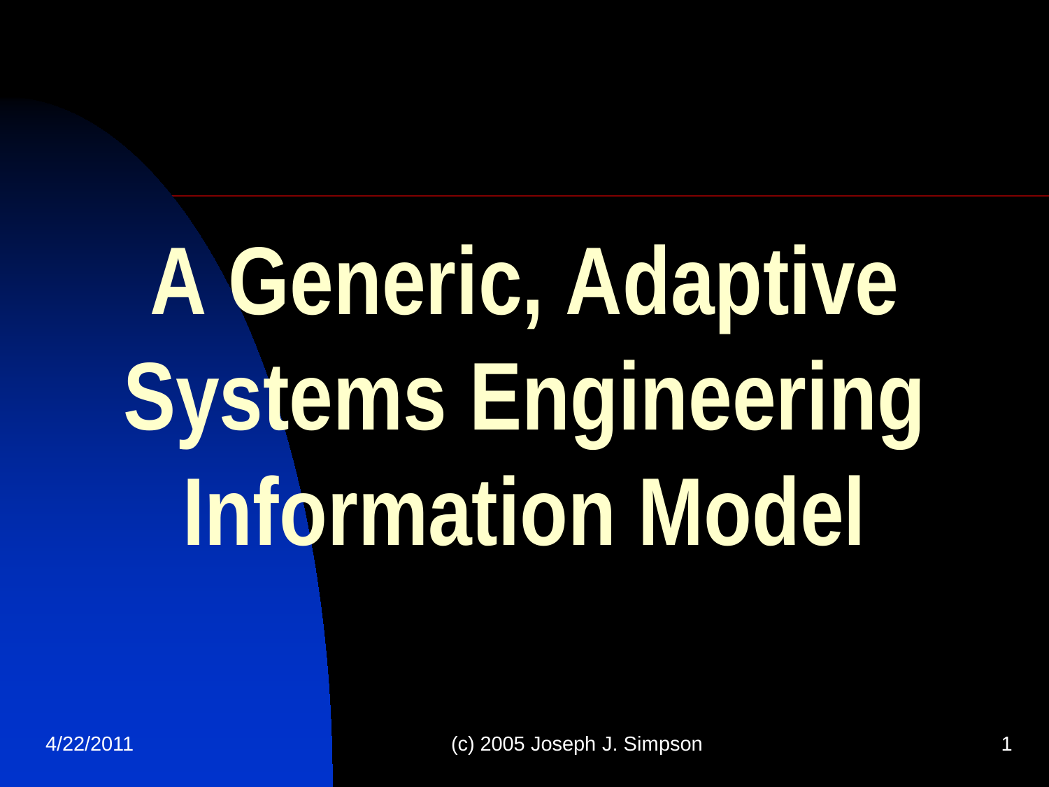# A Generic, Adaptive Systems Engineering Information Model

(c) 2005 Joseph J. Simpson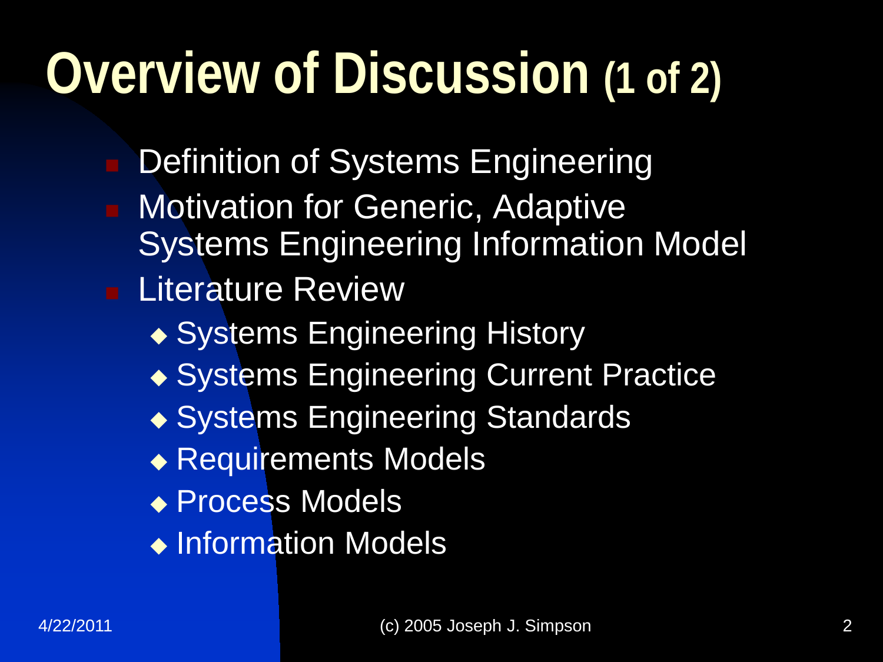# Overview of Discussion (1 of 2)

- Definition of Systems Engineering
- Motivation for Generic, Adaptive Systems Engineering Information Model
- Literature Review
  - Systems Engineering History
  - Systems Engineering Current Practice
  - Systems Engineering Standards
  - Requirements Models
  - Process Models
  - Information Models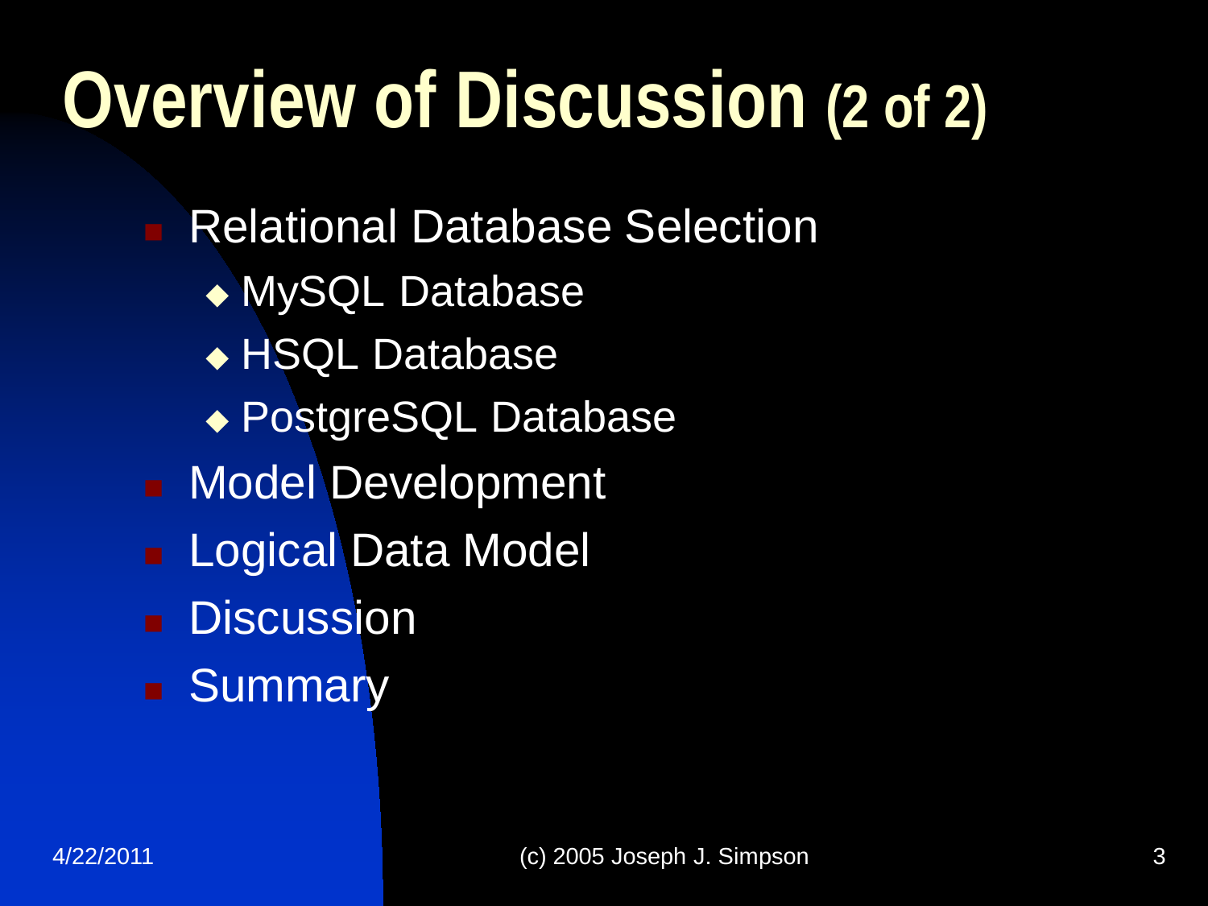# Overview of Discussion (2 of 2)

- Relational Database Selection
  - MySQL Database
  - HSQL Database
  - PostgreSQL Database
- Model Development
- Logical Data Model
- Discussion
- Summary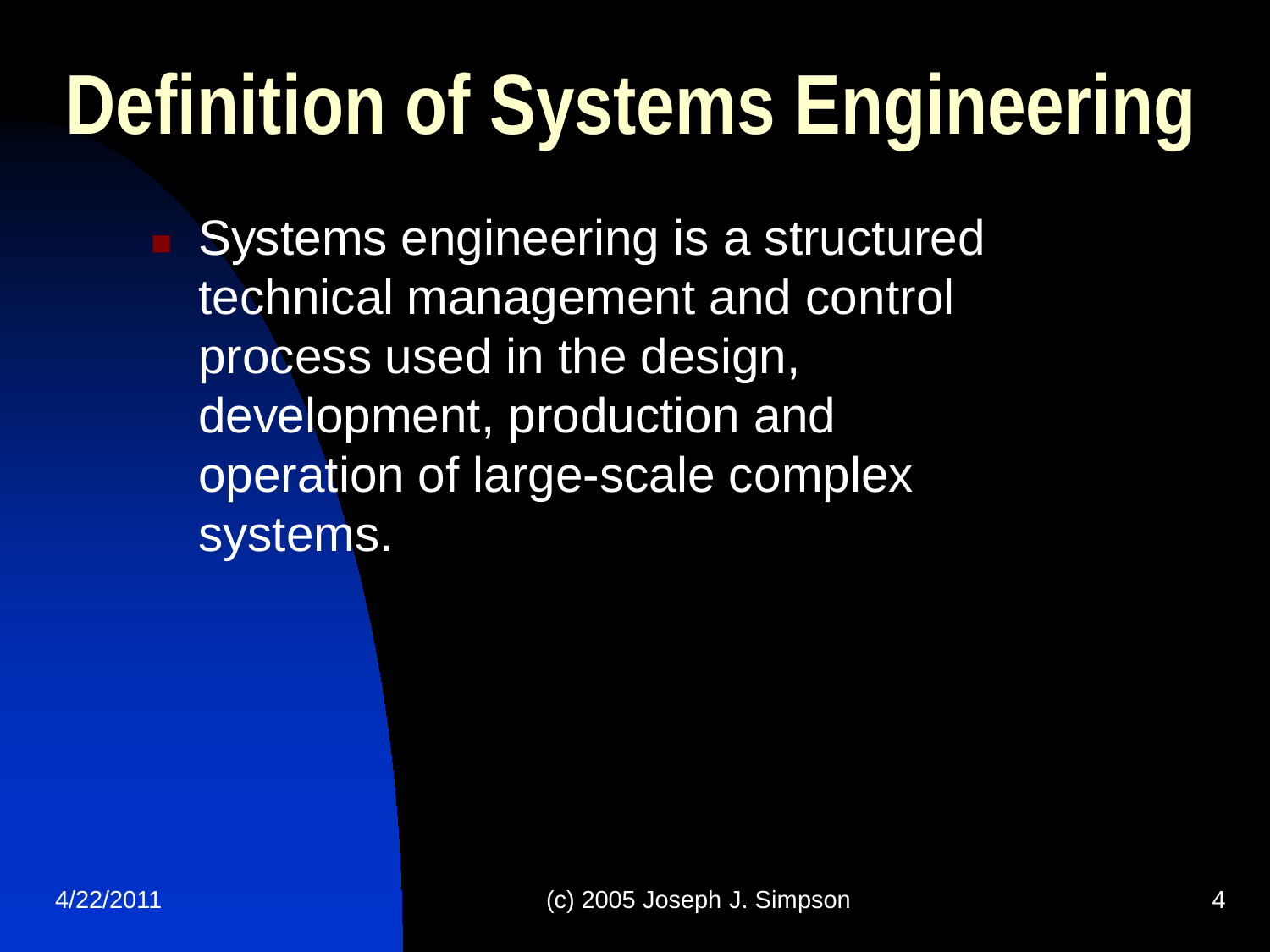# Definition of Systems Engineering

- Systems engineering is a structured technical management and control process used in the design, development, production and operation of large-scale complex systems.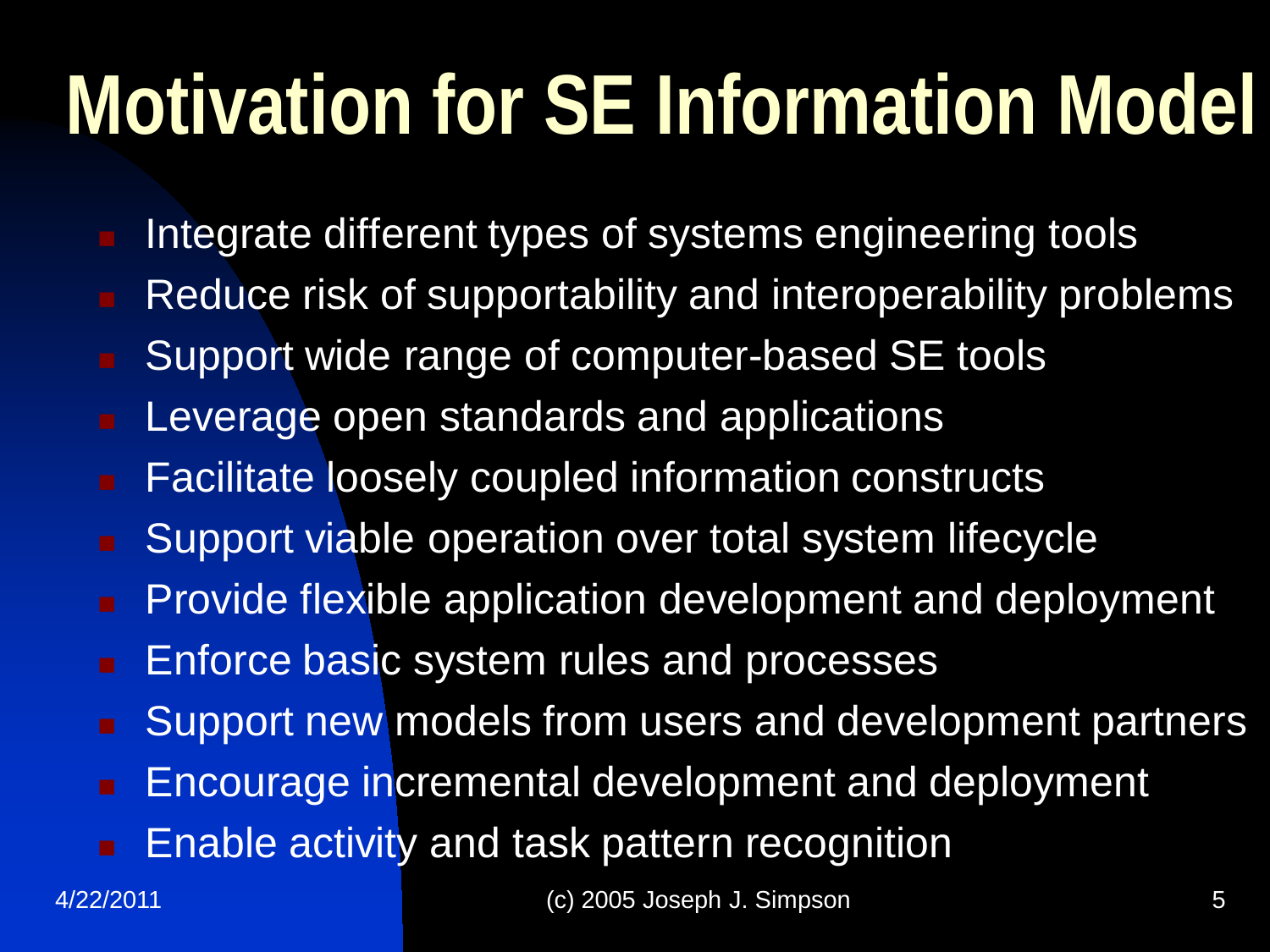# Motivation for SE Information Model

- Integrate different types of systems engineering tools
- Reduce risk of supportability and interoperability problems
- Support wide range of computer-based SE tools
- Leverage open standards and applications
- Facilitate loosely coupled information constructs
- Support viable operation over total system lifecycle
- Provide flexible application development and deployment
- Enforce basic system rules and processes
- Support new models from users and development partners
- Encourage incremental development and deployment
- Enable activity and task pattern recognition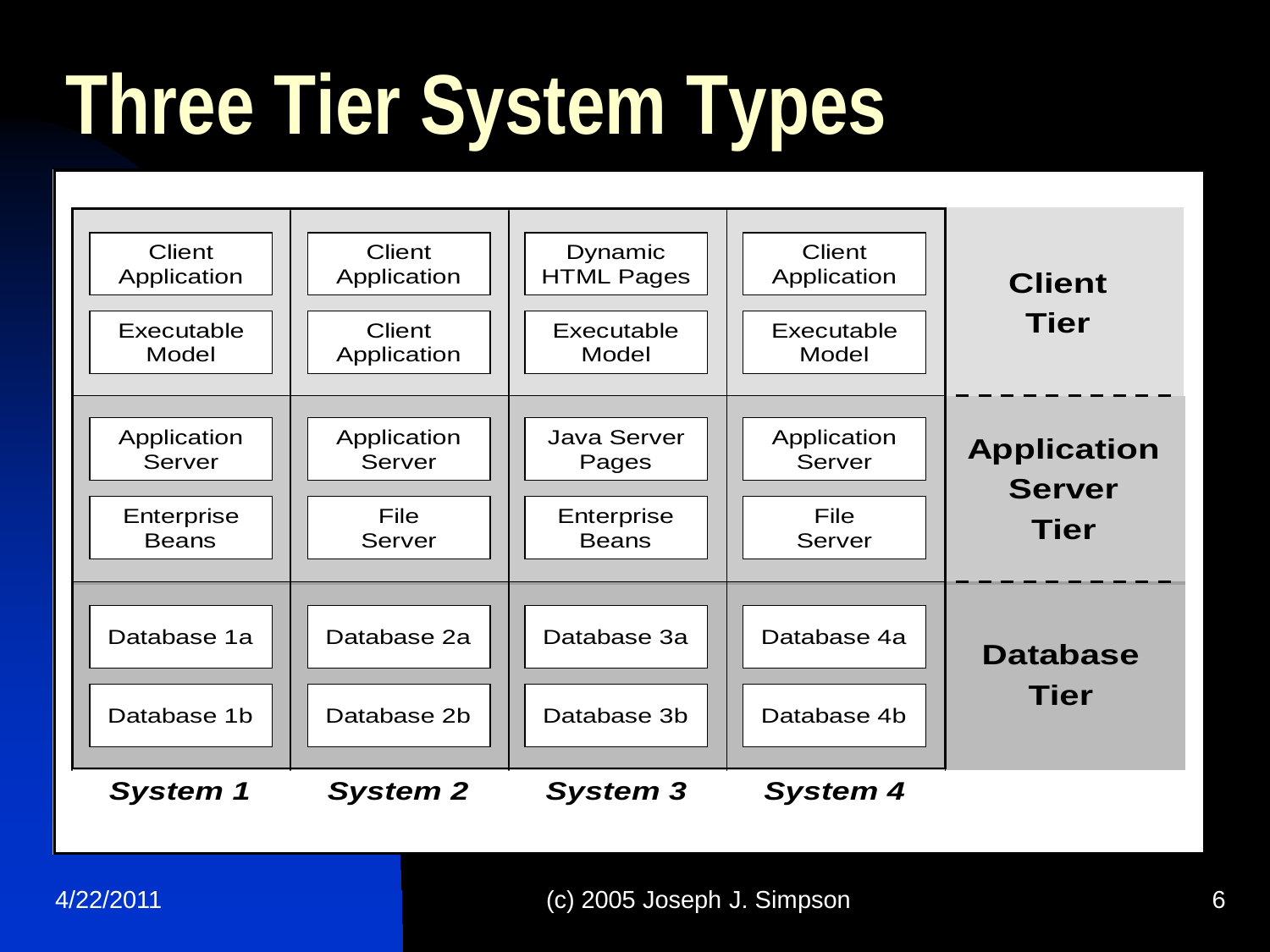# Three Tier System Types

| Tier | System 1 | System 2 | System 3 | System 4 |
|---|---|---|---|---|
| Client Tier | Client Application | Client Application | Dynamic HTML Pages | Client Application |
| | Executable Model | Client Application | Executable Model | Executable Model |
| Application Server Tier | Application Server | Application Server | Java Server Pages | Application Server |
| | Enterprise Beans | File Server | Enterprise Beans | File Server |
| Database Tier | Database 1a | Database 2a | Database 3a | Database 4a |
| | Database 1b | Database 2b | Database 3b | Database 4b |

4/22/2011 (c) 2005 Joseph J. Simpson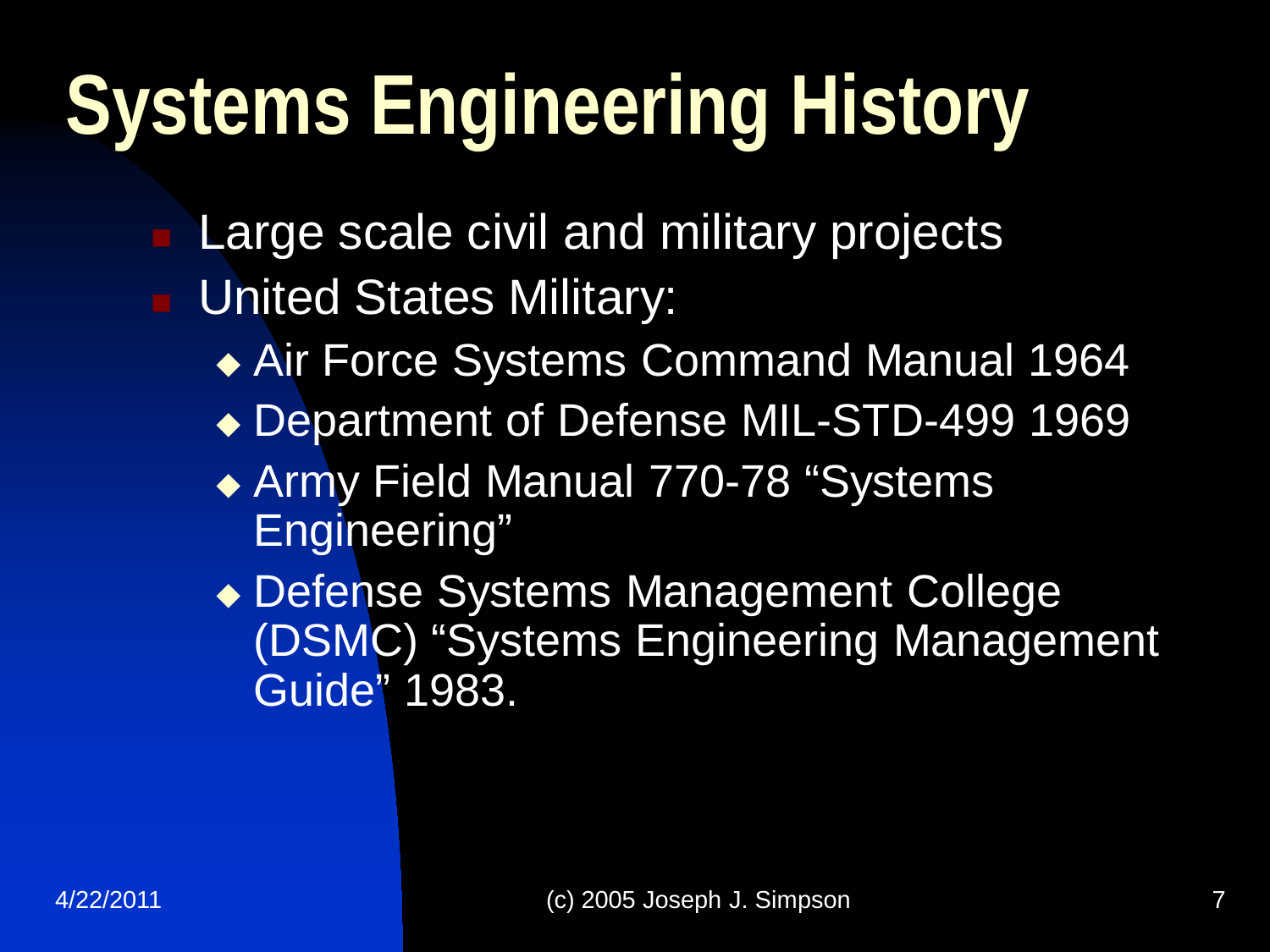# Systems Engineering History

- Large scale civil and military projects
- United States Military:
  - Air Force Systems Command Manual 1964
  - Department of Defense MIL-STD-499 1969
  - Army Field Manual 770-78 "Systems Engineering"
  - Defense Systems Management College (DSMC) "Systems Engineering Management Guide" 1983.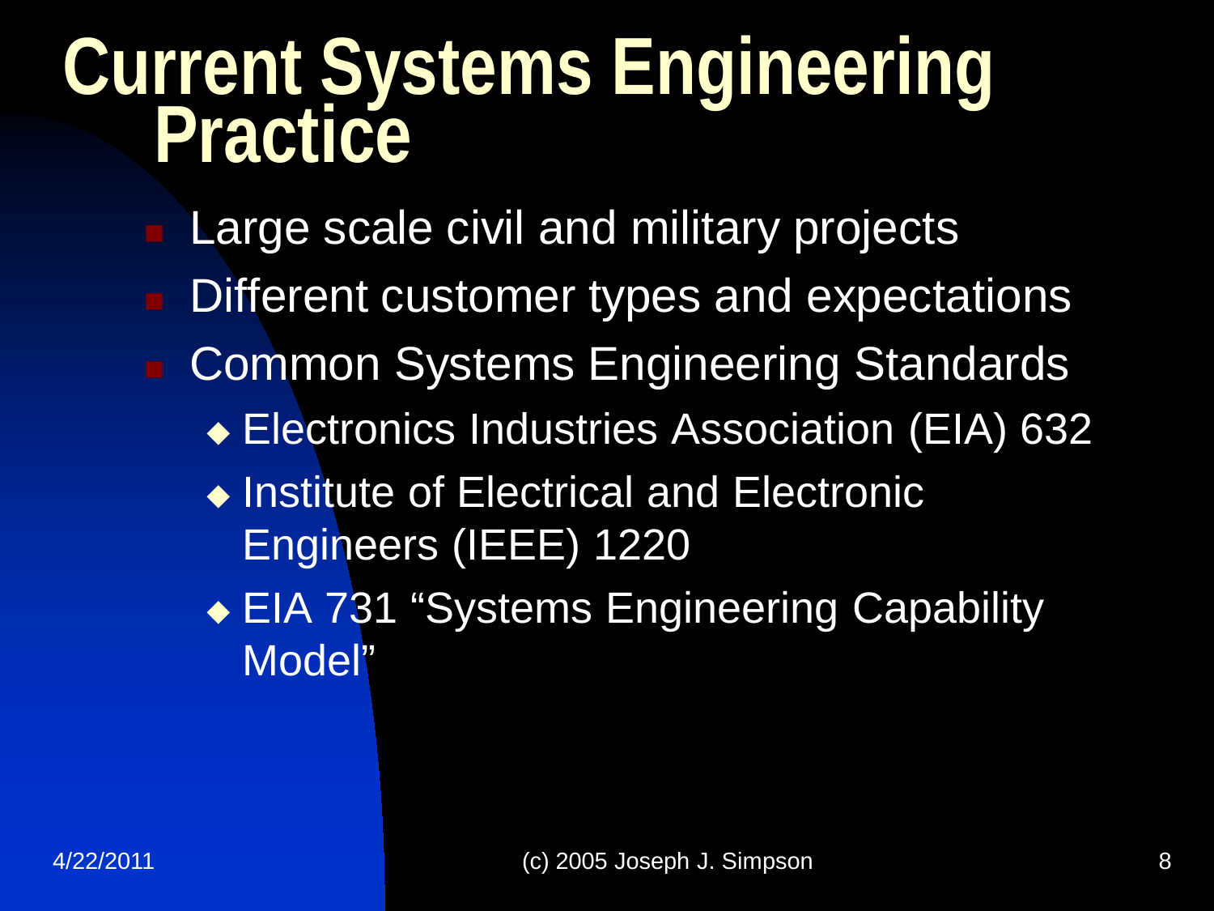# Current Systems Engineering Practice

- Large scale civil and military projects
- Different customer types and expectations
- Common Systems Engineering Standards
  - Electronics Industries Association (EIA) 632
  - Institute of Electrical and Electronic Engineers (IEEE) 1220
  - EIA 731 "Systems Engineering Capability Model"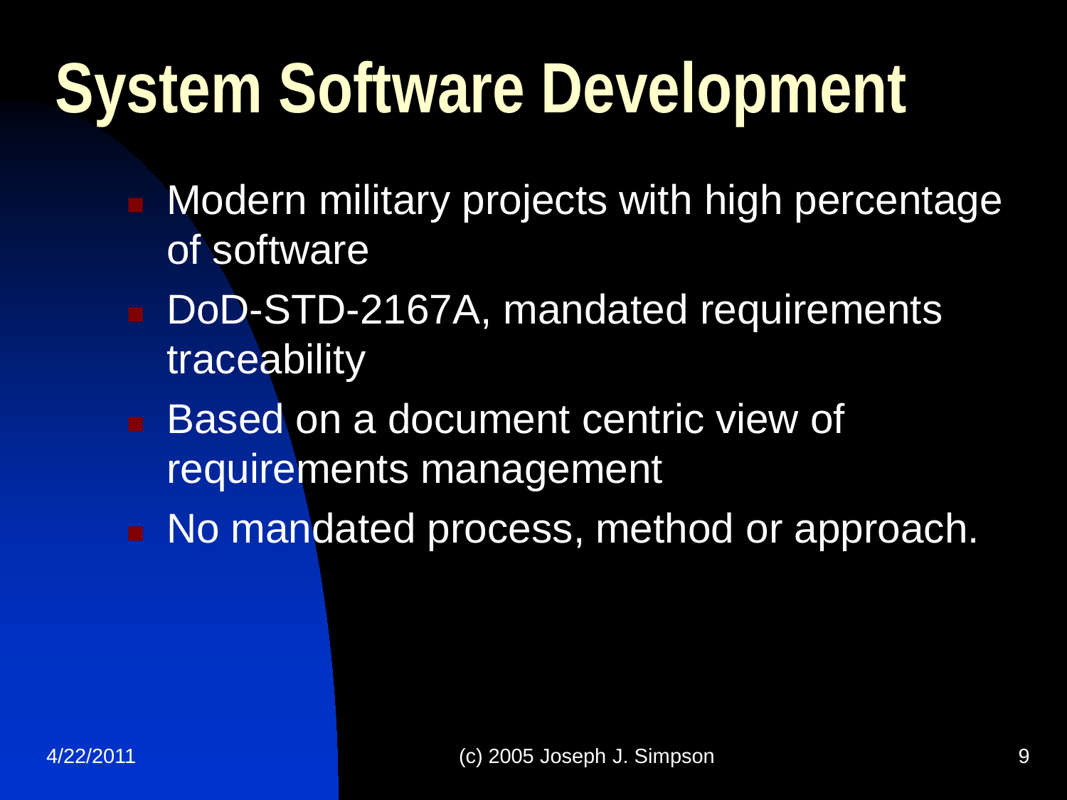# System Software Development

- Modern military projects with high percentage of software
- DoD-STD-2167A, mandated requirements traceability
- Based on a document centric view of requirements management
- No mandated process, method or approach.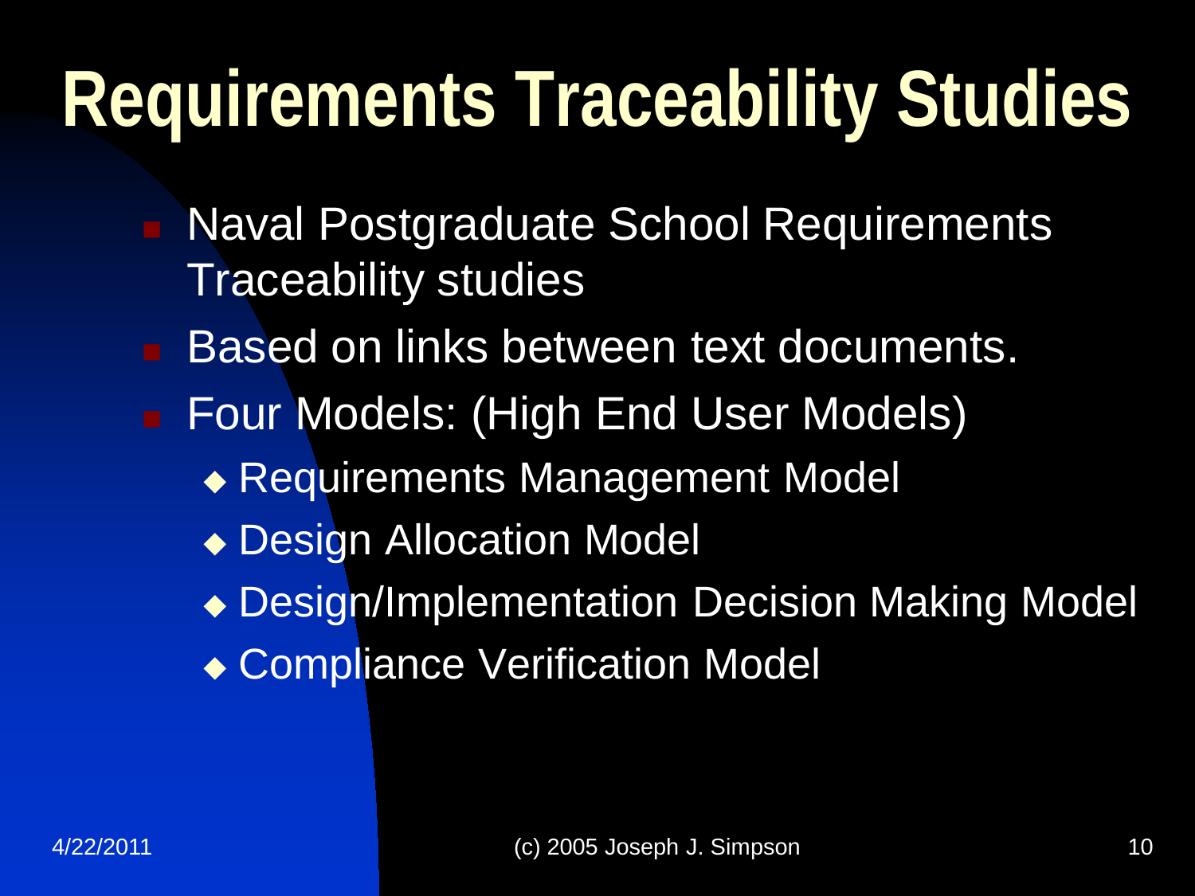# Requirements Traceability Studies

- Naval Postgraduate School Requirements Traceability studies
- Based on links between text documents.
- Four Models: (High End User Models)
  - Requirements Management Model
  - Design Allocation Model
  - Design/Implementation Decision Making Model
  - Compliance Verification Model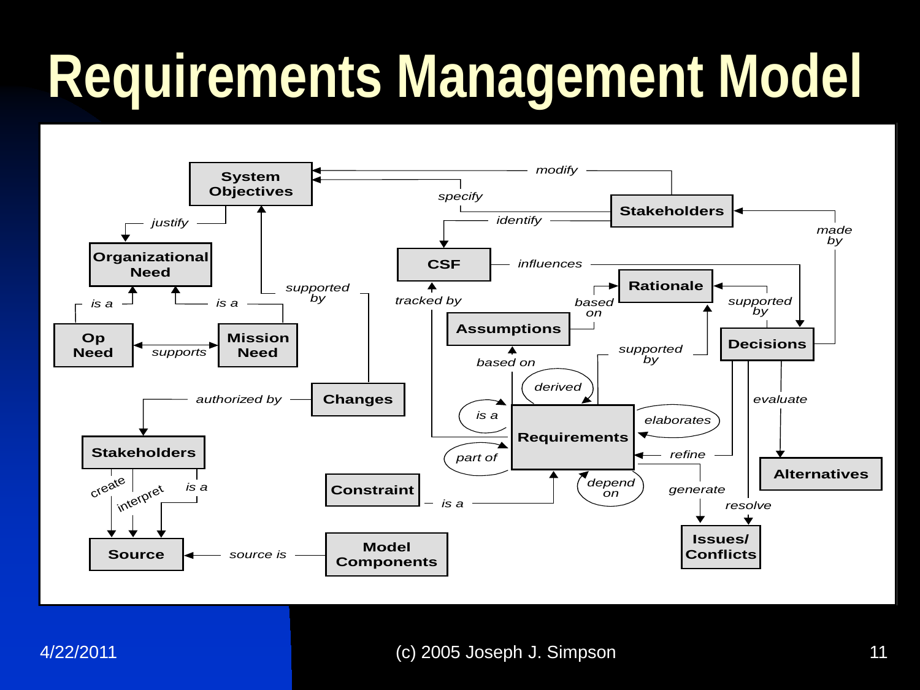# Requirements Management Model

System Objectives, Stakeholders, modify, specify, identify, justify, Organizational Need, CSF, influences, Rationale, made by, supported by, is a, is a, Op Need, Mission Need, supports, supported by, tracked by, based on, Assumptions, Decisions, supported by, based on, derived, authorized by, Changes, is a, elaborates, evaluate, Requirements, Stakeholders, part of, refine, Alternatives, create, interpret, is a, Constraint, is a, depend on, generate, resolve, Issues/ Conflicts, Source, source is, Model Components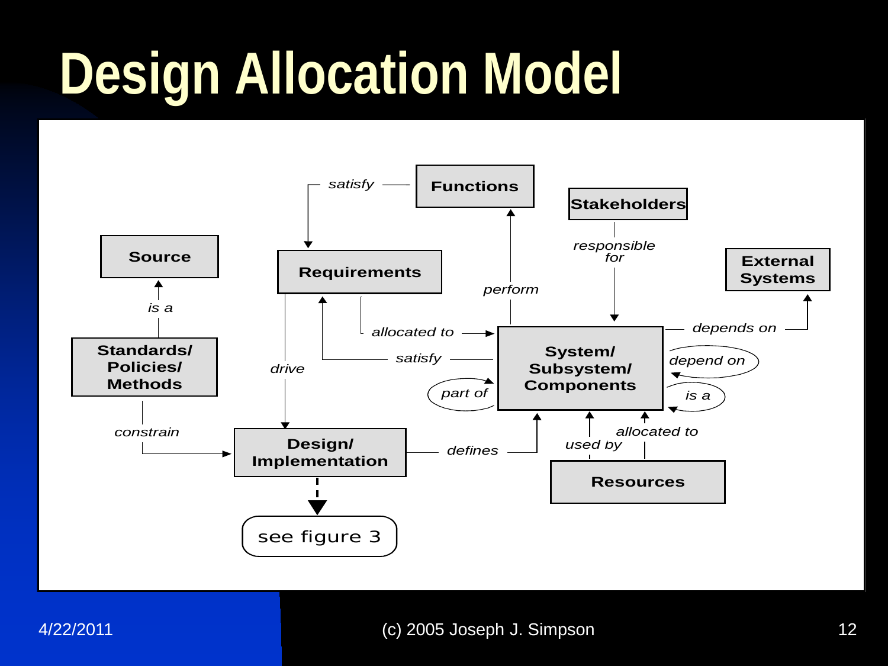# Design Allocation Model

Source

is a

Standards/ Policies/ Methods

constrain

Requirements

satisfy

Functions

drive

Design/ Implementation

see figure 3

defines

perform

allocated to

satisfy

part of

System/ Subsystem/ Components

Stakeholders

responsible for

External Systems

depends on

depend on

is a

used by

allocated to

Resources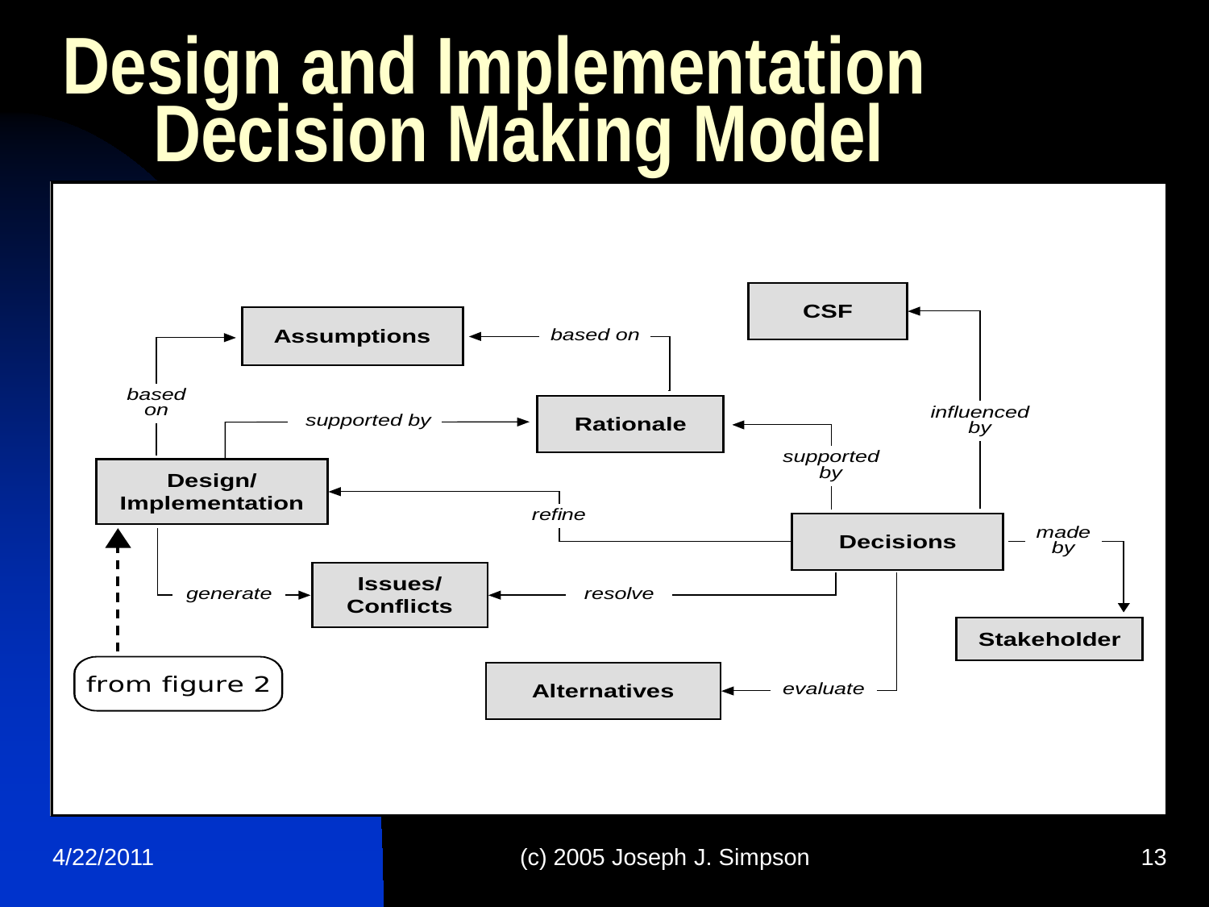# Design and Implementation Decision Making Model

Assumptions

Rationale

CSF

Design/ Implementation

Decisions

Issues/ Conflicts

Stakeholder

Alternatives

from figure 2

based on

based on

supported by

supported by

influenced by

refine

made by

generate

resolve

evaluate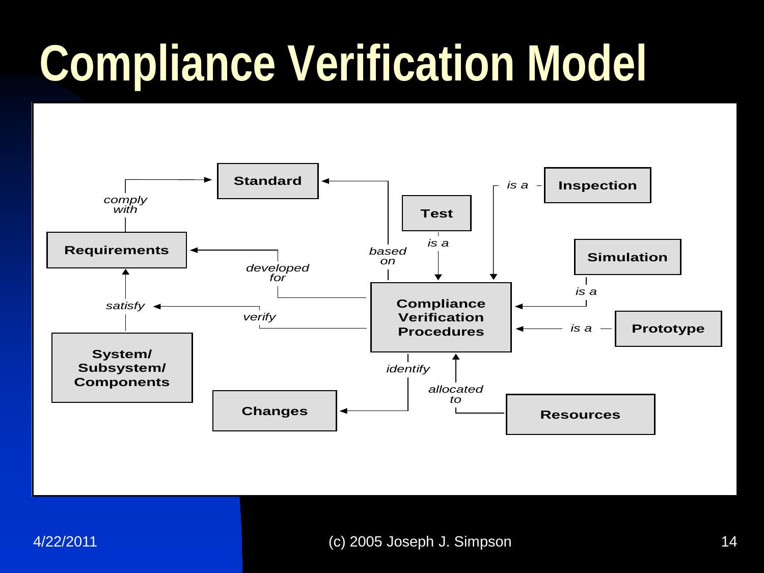# Compliance Verification Model

- Requirements — *comply with* → Standard
- Compliance Verification Procedures — *based on* → Standard
- Compliance Verification Procedures — *developed for* → Requirements
- System/ Subsystem/ Components — *satisfy* → Requirements
- Compliance Verification Procedures — *verify* → *satisfy*
- Test — *is a* → Compliance Verification Procedures
- Inspection — *is a* → Compliance Verification Procedures
- Simulation — *is a* → Compliance Verification Procedures
- Prototype — *is a* → Compliance Verification Procedures
- Compliance Verification Procedures — *identify* → Changes
- Resources — *allocated to* → Compliance Verification Procedures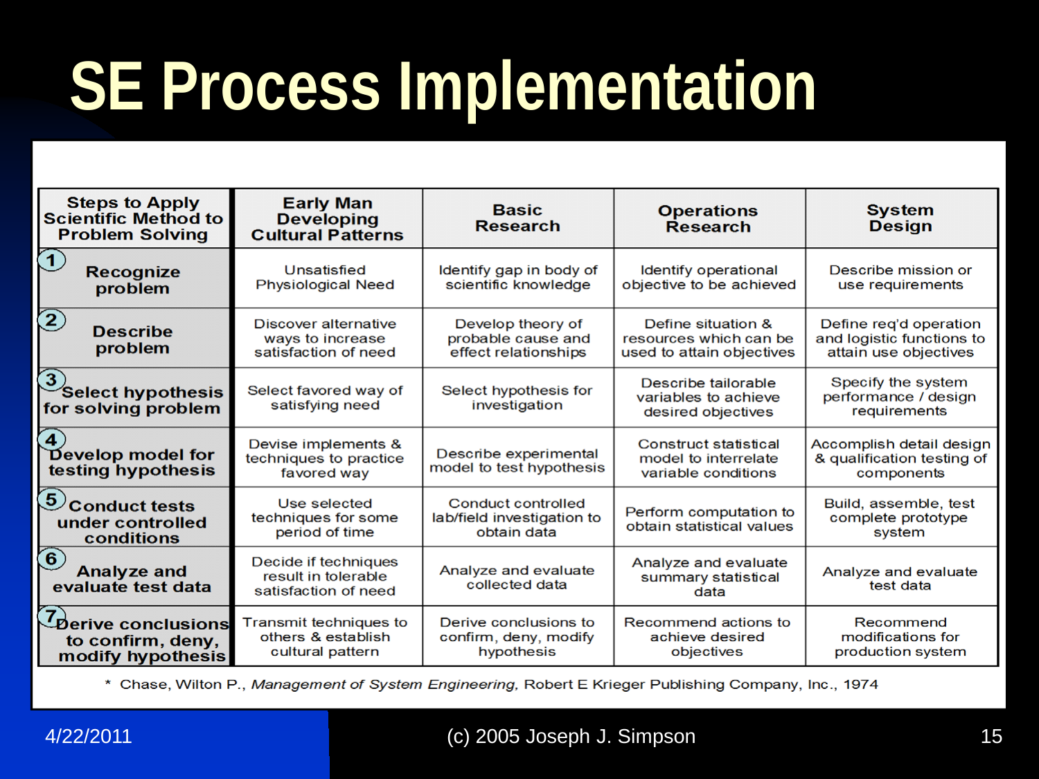# SE Process Implementation

| Steps to Apply Scientific Method to Problem Solving | Early Man Developing Cultural Patterns | Basic Research | Operations Research | System Design |
|---|---|---|---|---|
| 1 Recognize problem | Unsatisfied Physiological Need | Identify gap in body of scientific knowledge | Identify operational objective to be achieved | Describe mission or use requirements |
| 2 Describe problem | Discover alternative ways to increase satisfaction of need | Develop theory of probable cause and effect relationships | Define situation & resources which can be used to attain objectives | Define req'd operation and logistic functions to attain use objectives |
| 3 Select hypothesis for solving problem | Select favored way of satisfying need | Select hypothesis for investigation | Describe tailorable variables to achieve desired objectives | Specify the system performance / design requirements |
| 4 Develop model for testing hypothesis | Devise implements & techniques to practice favored way | Describe experimental model to test hypothesis | Construct statistical model to interrelate variable conditions | Accomplish detail design & qualification testing of components |
| 5 Conduct tests under controlled conditions | Use selected techniques for some period of time | Conduct controlled lab/field investigation to obtain data | Perform computation to obtain statistical values | Build, assemble, test complete prototype system |
| 6 Analyze and evaluate test data | Decide if techniques result in tolerable satisfaction of need | Analyze and evaluate collected data | Analyze and evaluate summary statistical data | Analyze and evaluate test data |
| 7 Derive conclusions to confirm, deny, modify hypothesis | Transmit techniques to others & establish cultural pattern | Derive conclusions to confirm, deny, modify hypothesis | Recommend actions to achieve desired objectives | Recommend modifications for production system |

* Chase, Wilton P., *Management of System Engineering,* Robert E Krieger Publishing Company, Inc., 1974

4/22/2011 (c) 2005 Joseph J. Simpson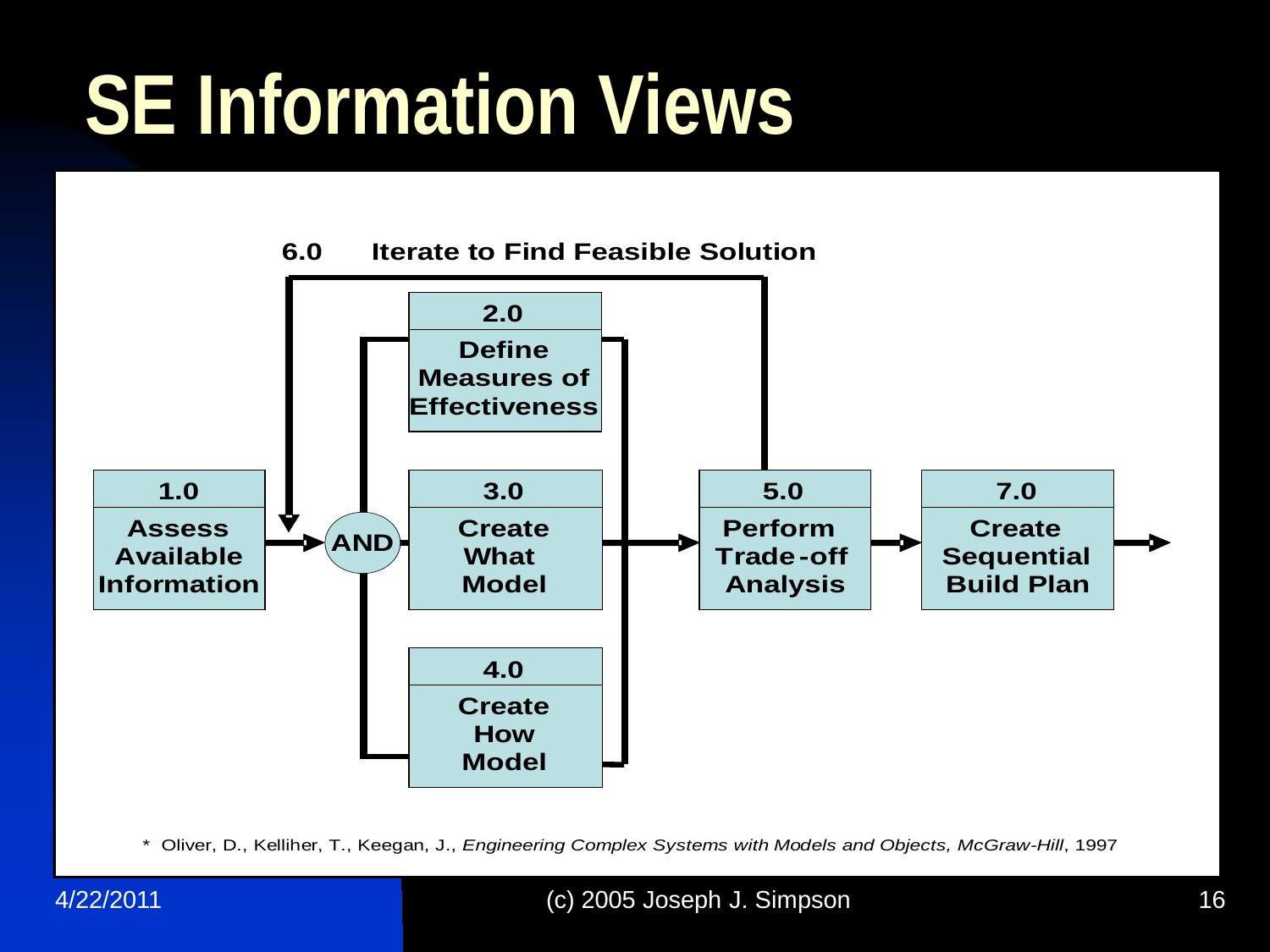# SE Information Views

6.0 Iterate to Find Feasible Solution

1.0 Assess Available Information

AND

2.0 Define Measures of Effectiveness

3.0 Create What Model

4.0 Create How Model

5.0 Perform Trade-off Analysis

7.0 Create Sequential Build Plan

* Oliver, D., Kelliher, T., Keegan, J., *Engineering Complex Systems with Models and Objects, McGraw-Hill*, 1997

4/22/2011 (c) 2005 Joseph J. Simpson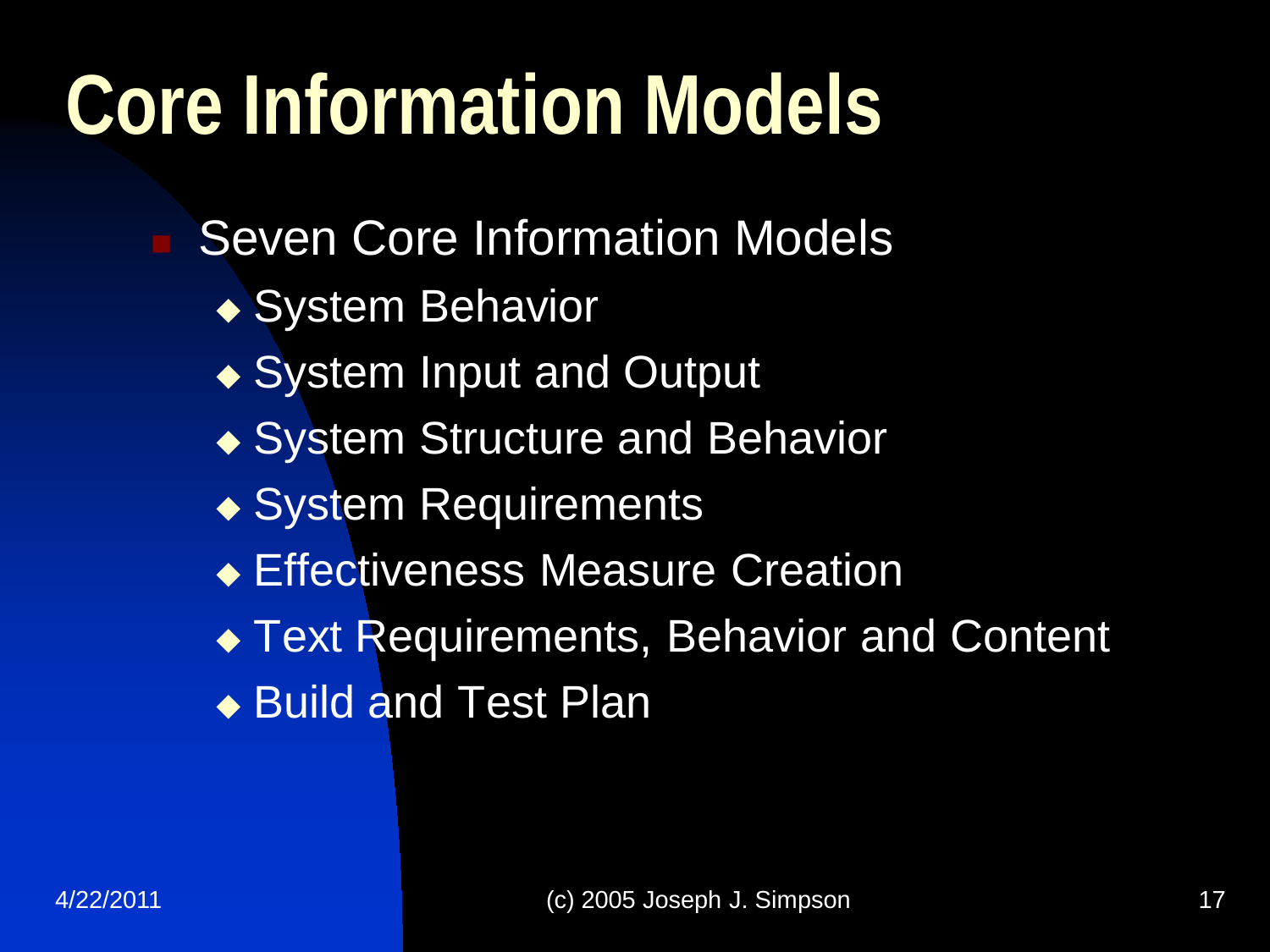# Core Information Models

- Seven Core Information Models
  - System Behavior
  - System Input and Output
  - System Structure and Behavior
  - System Requirements
  - Effectiveness Measure Creation
  - Text Requirements, Behavior and Content
  - Build and Test Plan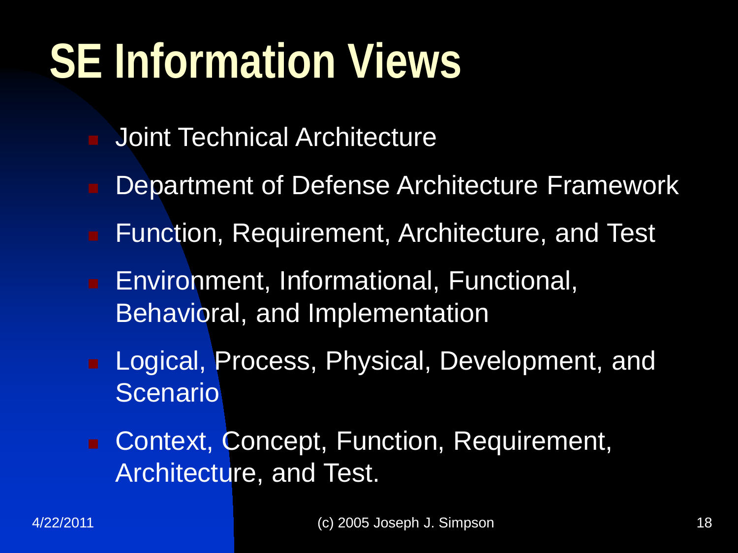# SE Information Views

- Joint Technical Architecture
- Department of Defense Architecture Framework
- Function, Requirement, Architecture, and Test
- Environment, Informational, Functional, Behavioral, and Implementation
- Logical, Process, Physical, Development, and Scenario
- Context, Concept, Function, Requirement, Architecture, and Test.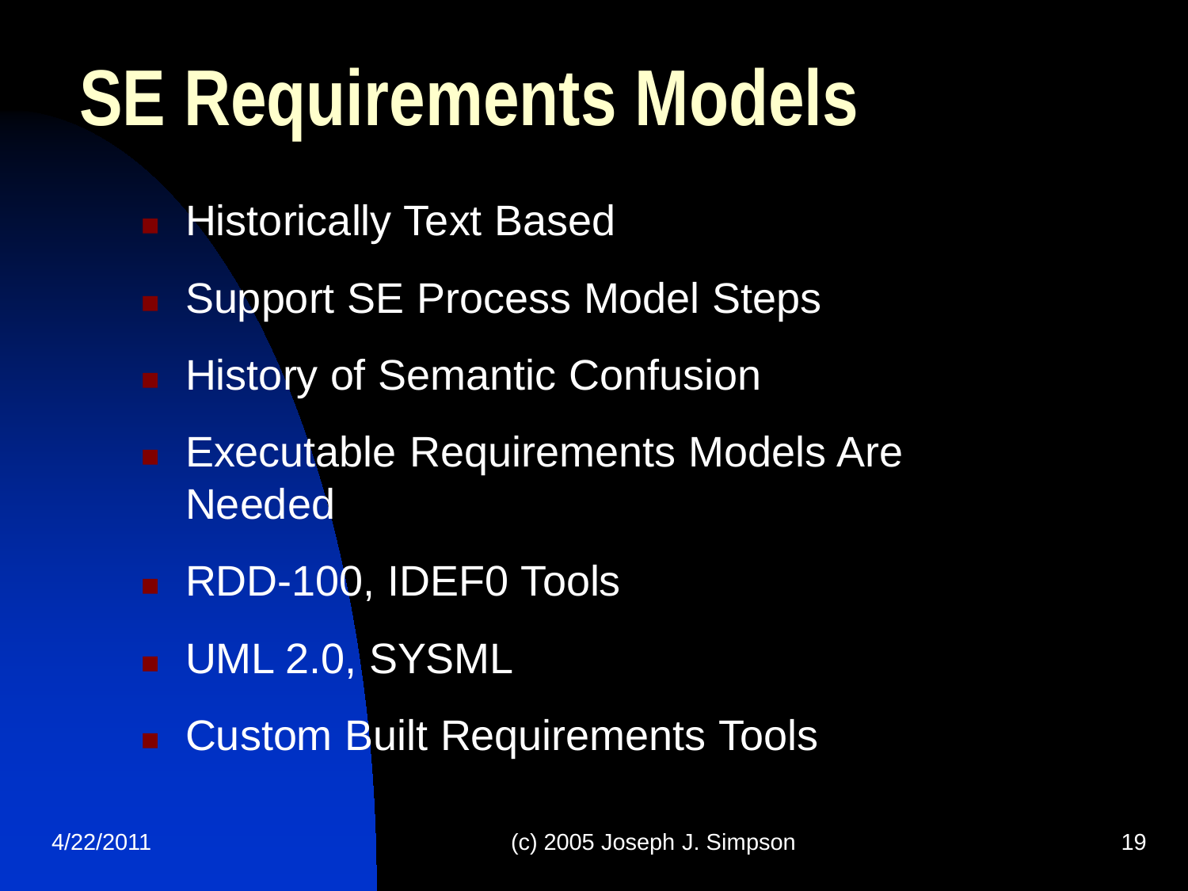# SE Requirements Models

- Historically Text Based
- Support SE Process Model Steps
- History of Semantic Confusion
- Executable Requirements Models Are Needed
- RDD-100, IDEF0 Tools
- UML 2.0, SYSML
- Custom Built Requirements Tools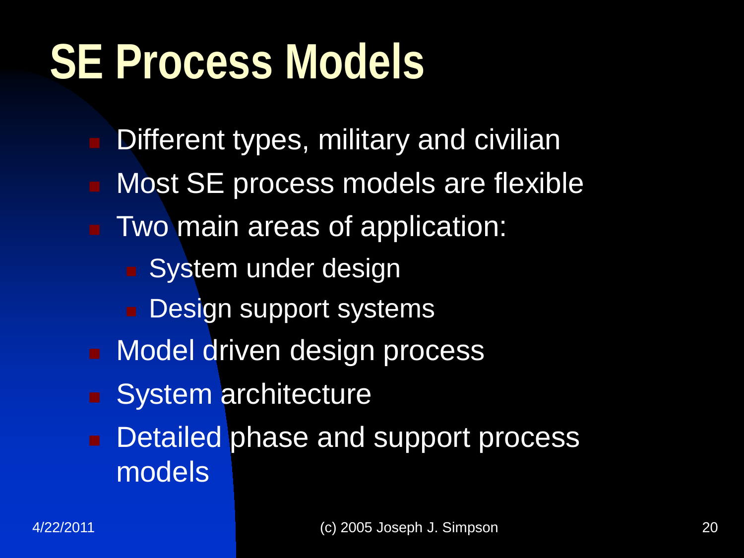# SE Process Models

- Different types, military and civilian
- Most SE process models are flexible
- Two main areas of application:
  - System under design
  - Design support systems
- Model driven design process
- System architecture
- Detailed phase and support process models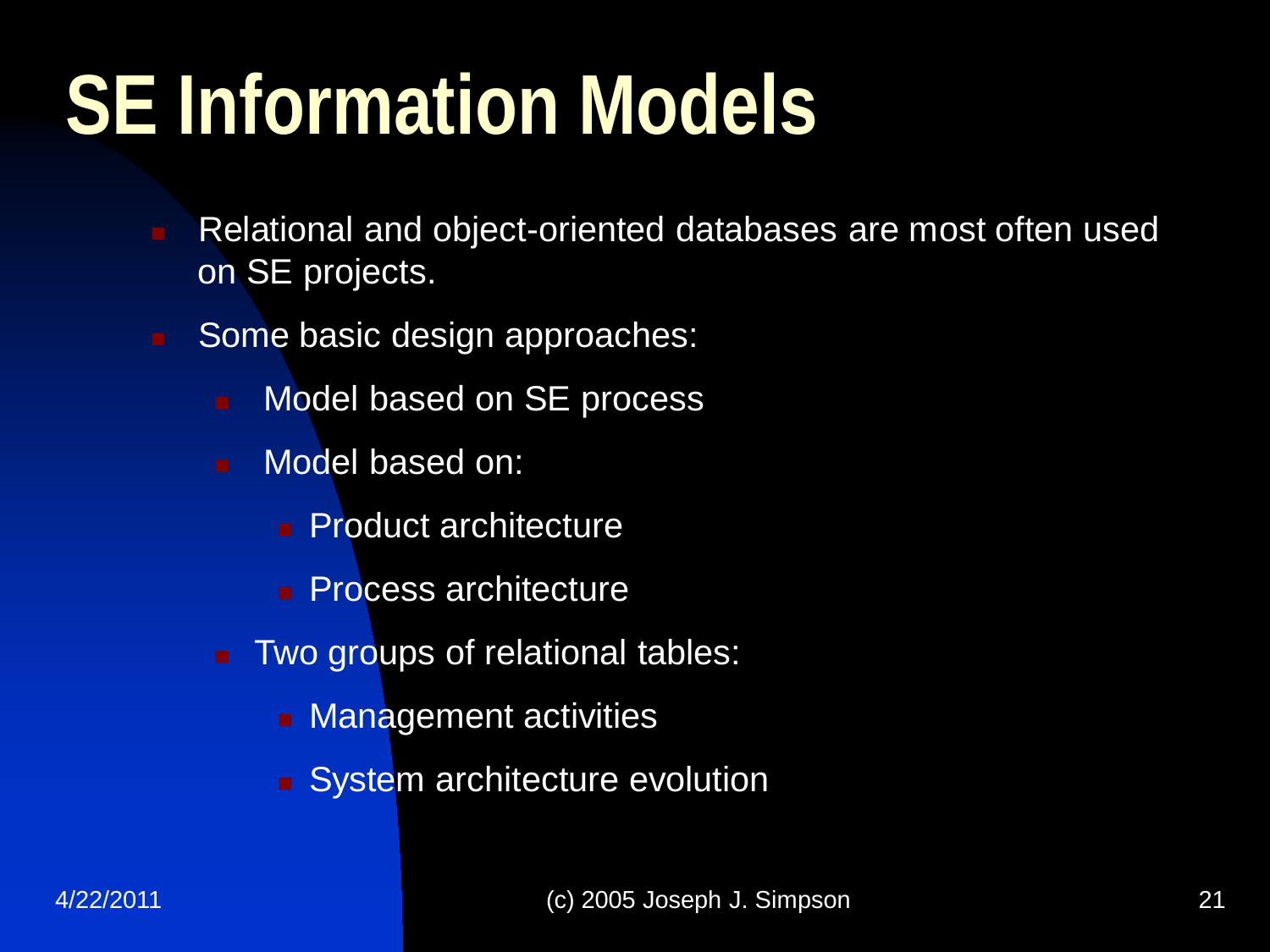# SE Information Models

- Relational and object-oriented databases are most often used on SE projects.
- Some basic design approaches:
  - Model based on SE process
  - Model based on:
    - Product architecture
    - Process architecture
  - Two groups of relational tables:
    - Management activities
    - System architecture evolution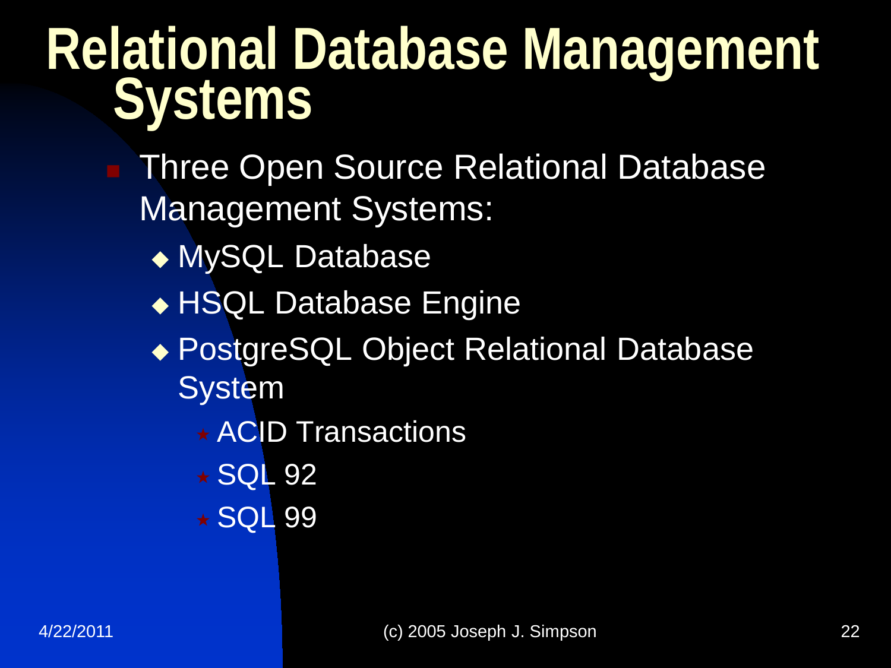# Relational Database Management Systems

- Three Open Source Relational Database Management Systems:
  - MySQL Database
  - HSQL Database Engine
  - PostgreSQL Object Relational Database System
    - ACID Transactions
    - SQL 92
    - SQL 99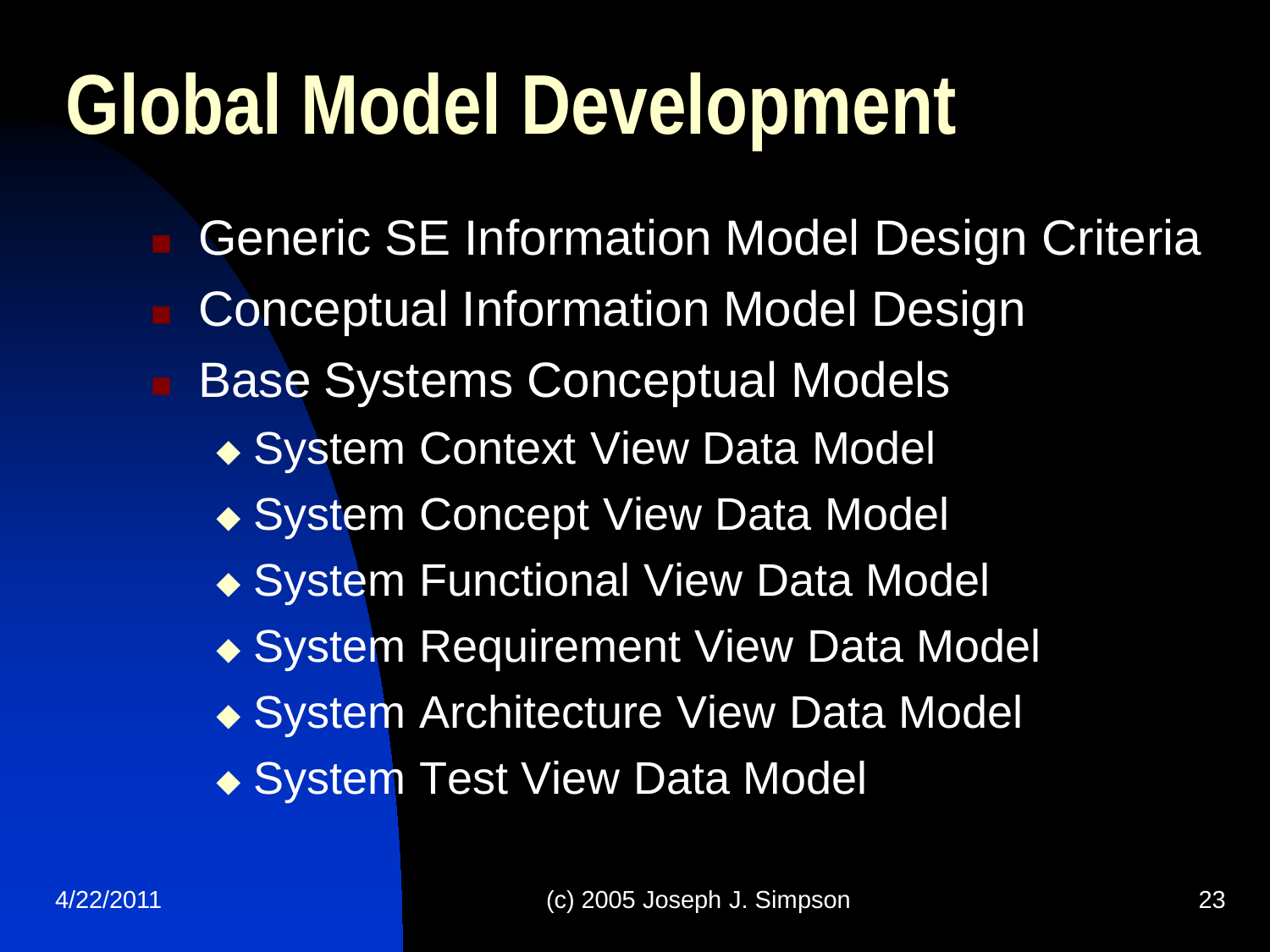# Global Model Development

- Generic SE Information Model Design Criteria
- Conceptual Information Model Design
- Base Systems Conceptual Models
  - System Context View Data Model
  - System Concept View Data Model
  - System Functional View Data Model
  - System Requirement View Data Model
  - System Architecture View Data Model
  - System Test View Data Model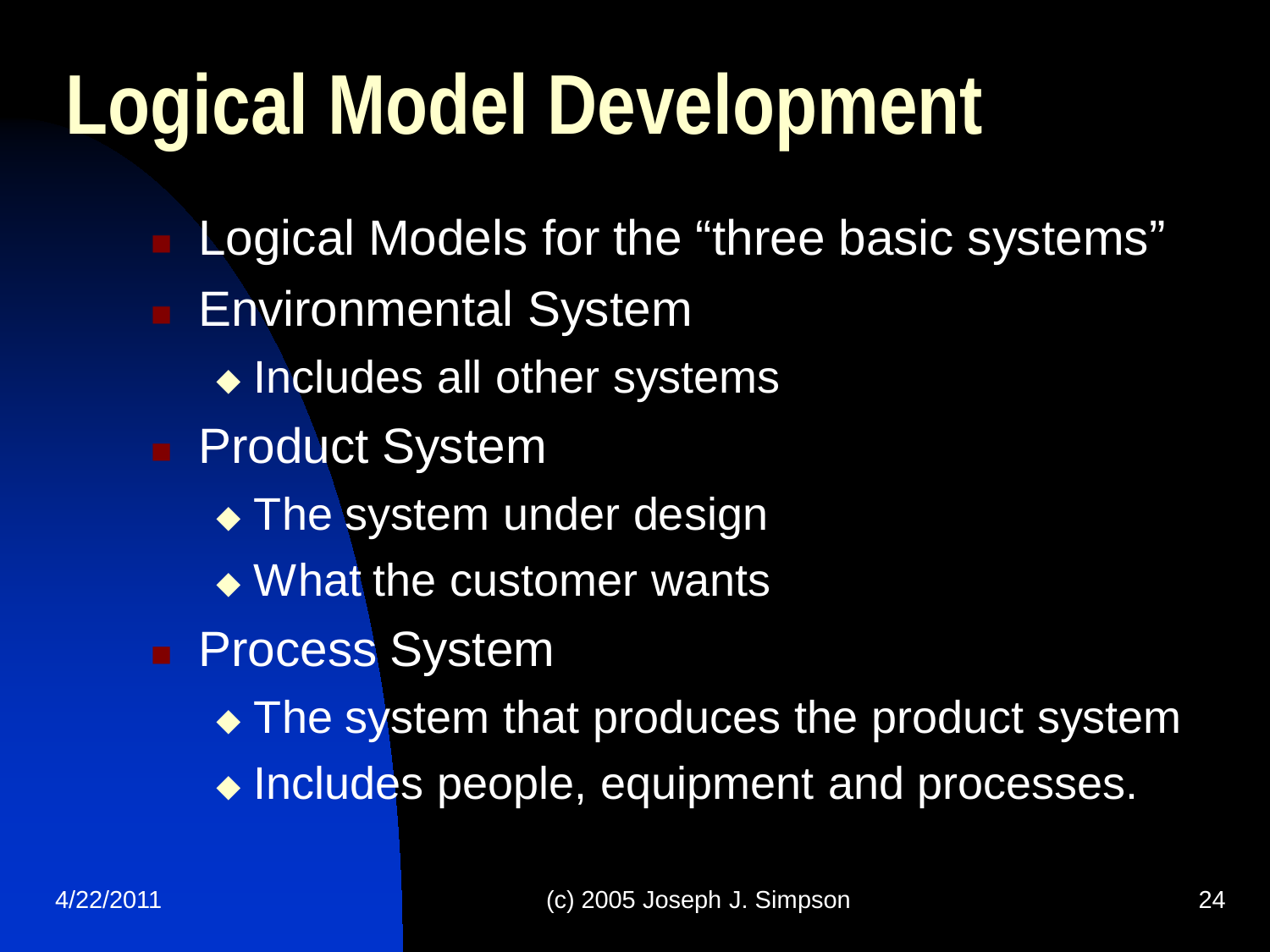# Logical Model Development

- Logical Models for the “three basic systems”
- Environmental System
  - Includes all other systems
- Product System
  - The system under design
  - What the customer wants
- Process System
  - The system that produces the product system
  - Includes people, equipment and processes.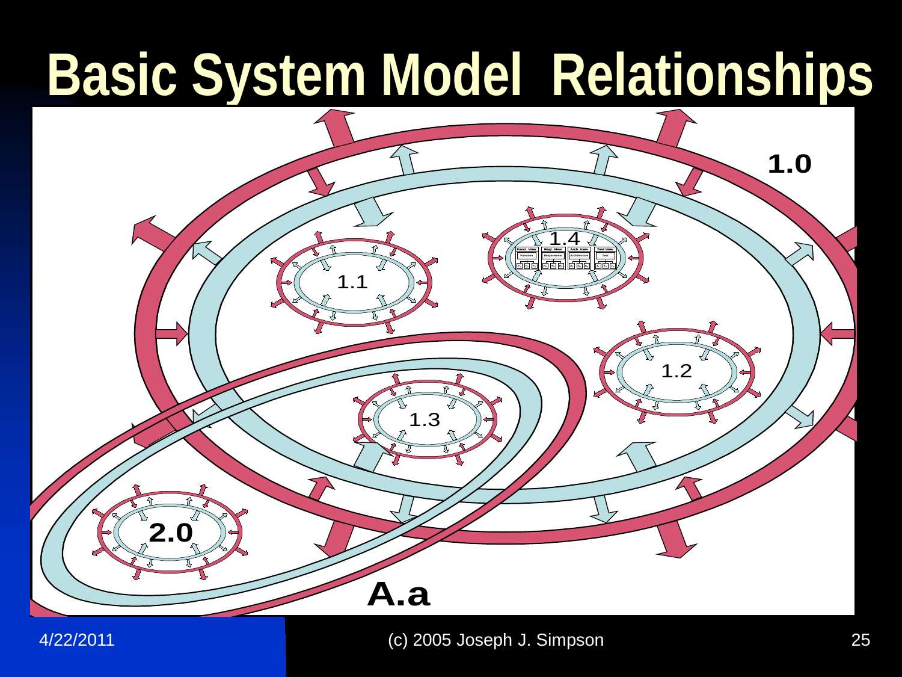# Basic System Model Relationships

1.0

1.1

1.2

1.3

1.4

2.0

A.a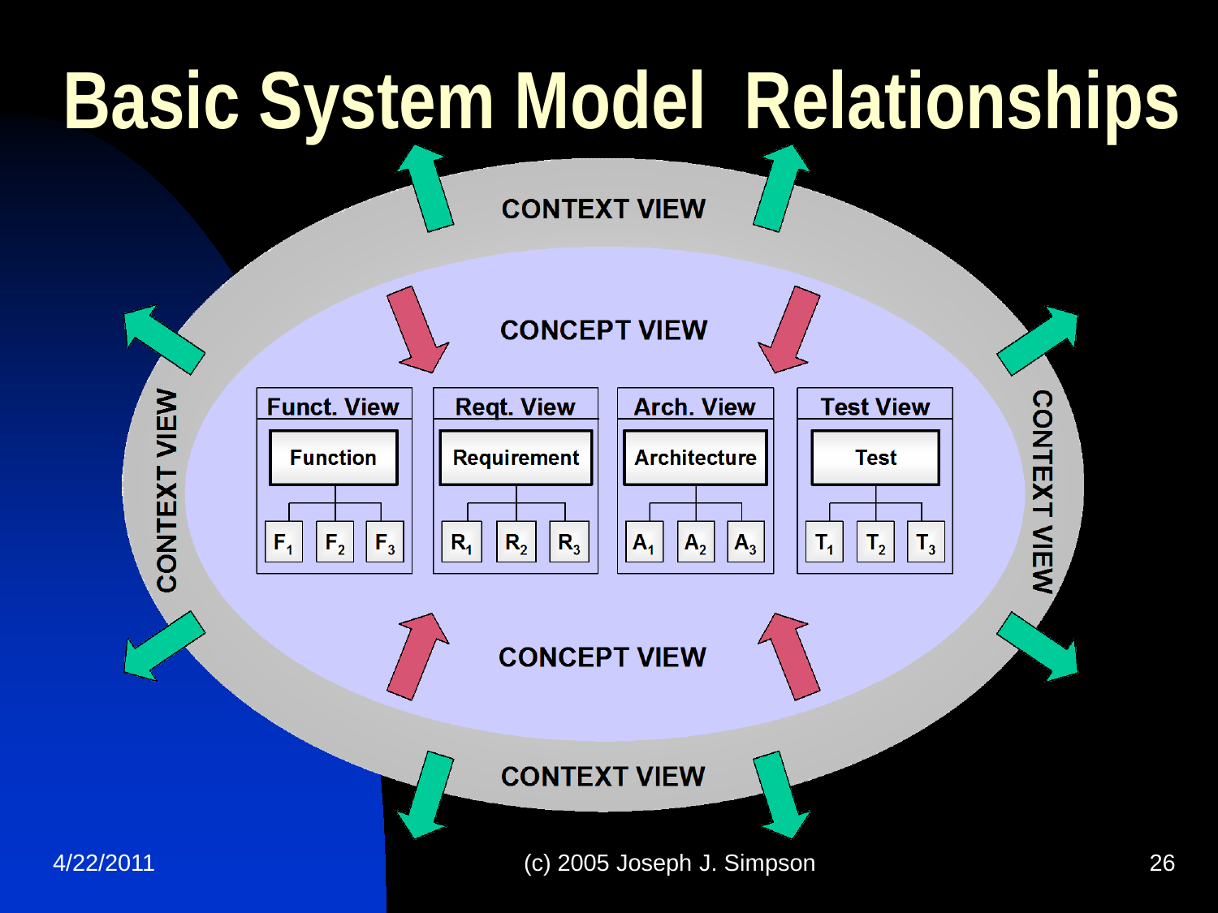# Basic System Model Relationships

CONTEXT VIEW

CONCEPT VIEW

| Funct. View | Reqt. View | Arch. View | Test View |
|---|---|---|---|
| Function | Requirement | Architecture | Test |
| $F_1$ $F_2$ $F_3$ | $R_1$ $R_2$ $R_3$ | $A_1$ $A_2$ $A_3$ | $T_1$ $T_2$ $T_3$ |

CONCEPT VIEW

CONTEXT VIEW

CONTEXT VIEW

CONTEXT VIEW

4/22/2011

(c) 2005 Joseph J. Simpson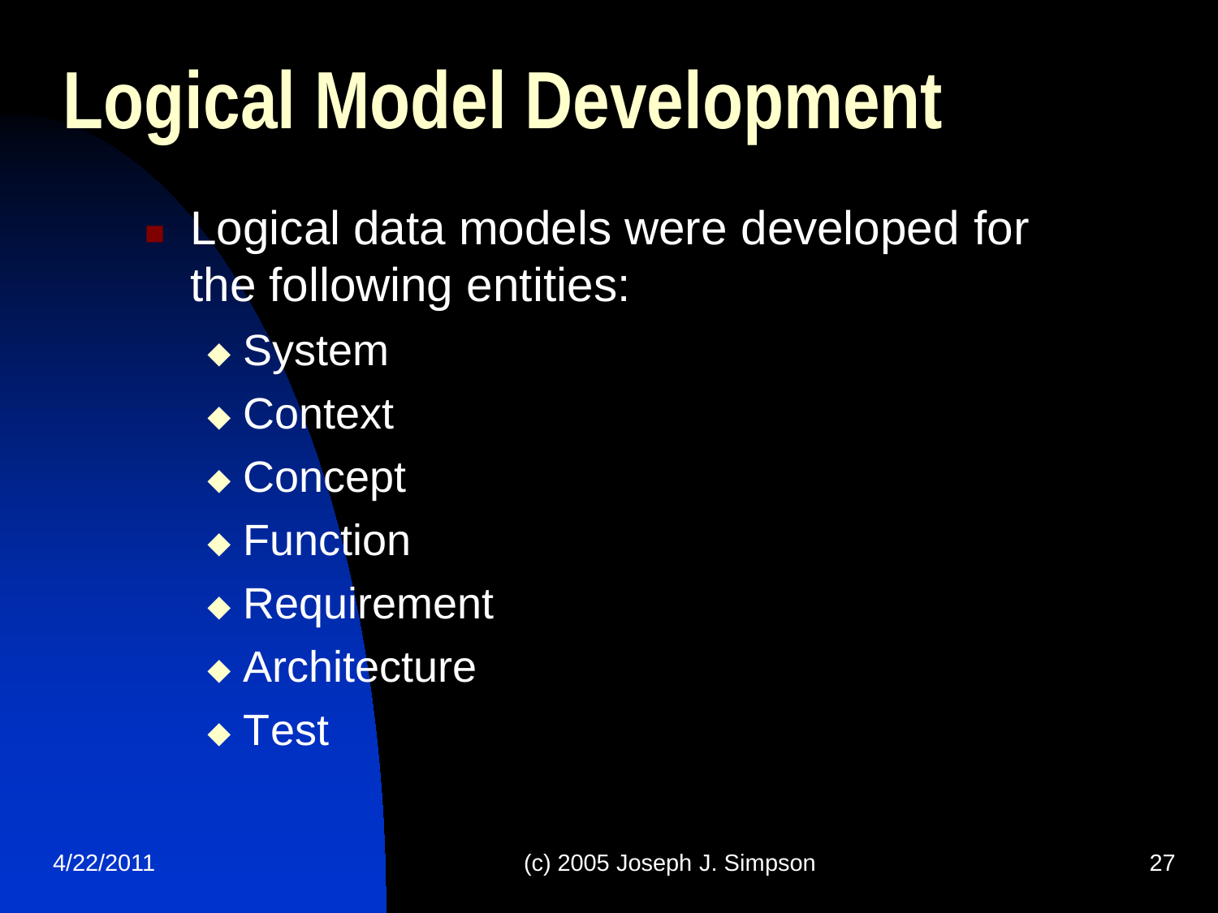# Logical Model Development

- Logical data models were developed for the following entities:
  - System
  - Context
  - Concept
  - Function
  - Requirement
  - Architecture
  - Test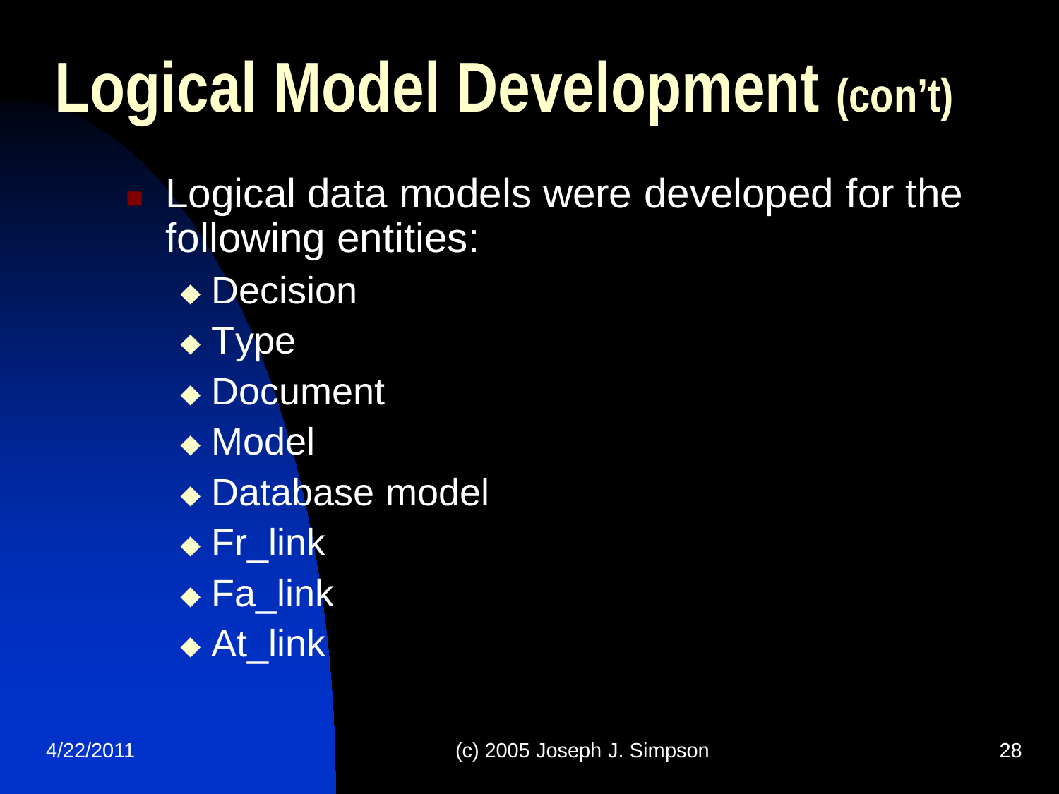# Logical Model Development (con't)

- Logical data models were developed for the following entities:
  - Decision
  - Type
  - Document
  - Model
  - Database model
  - Fr_link
  - Fa_link
  - At_link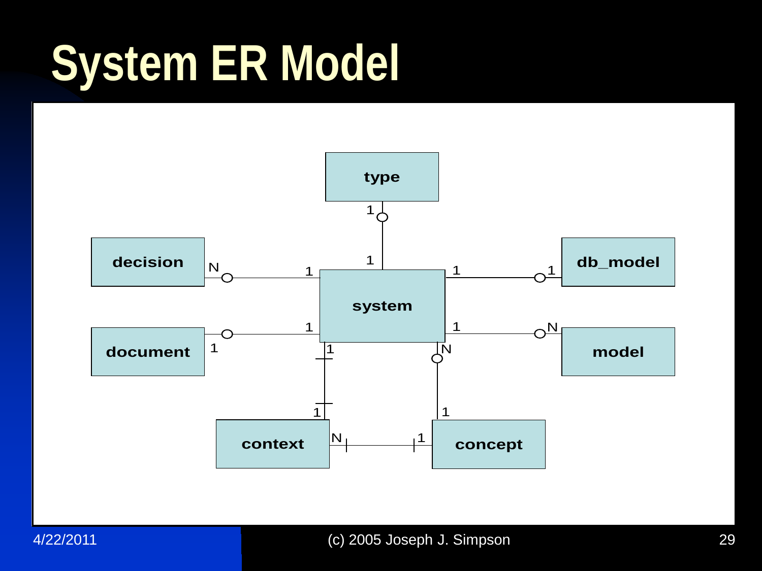# System ER Model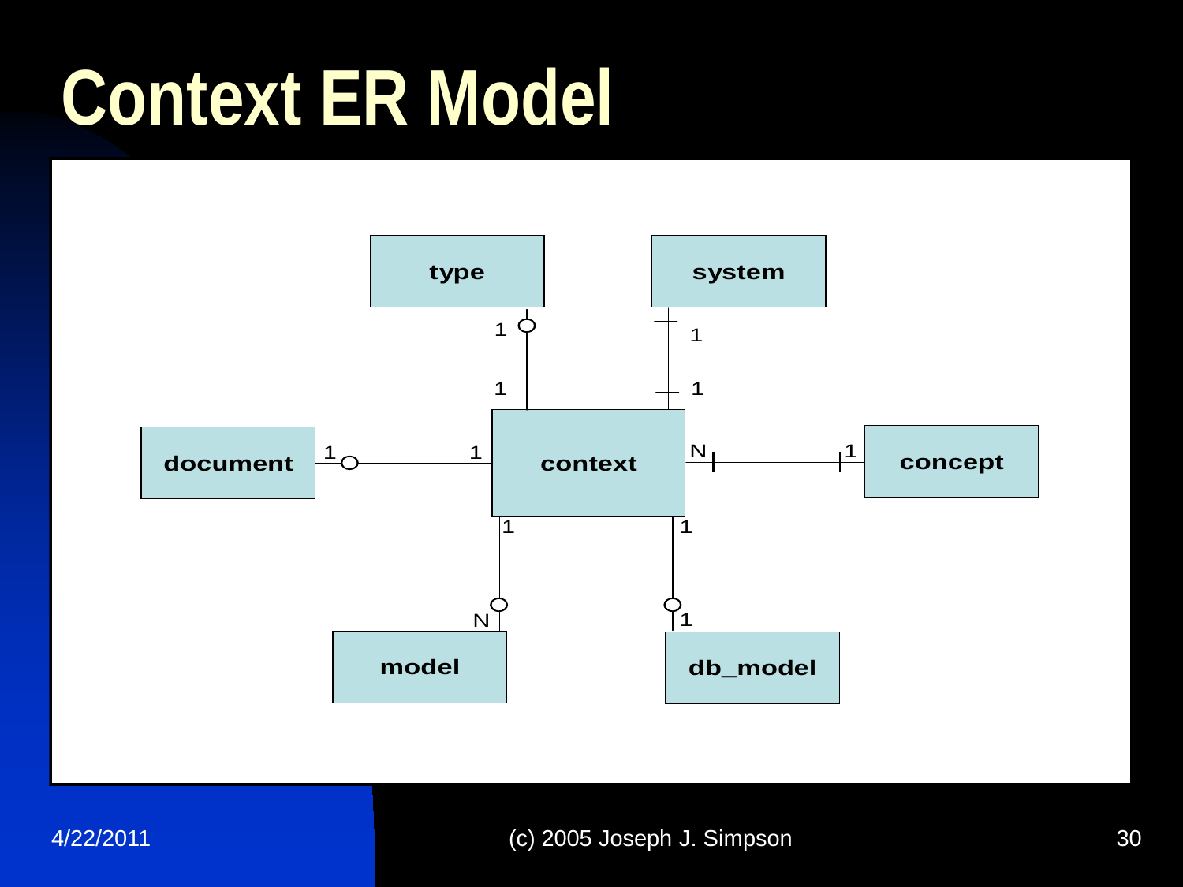# Context ER Model

- type (1) — (1) context
- system (1) — (1) context
- document (1) — (1) context
- context (N) — (1) concept
- context (1) — (N) model
- context (1) — (1) db_model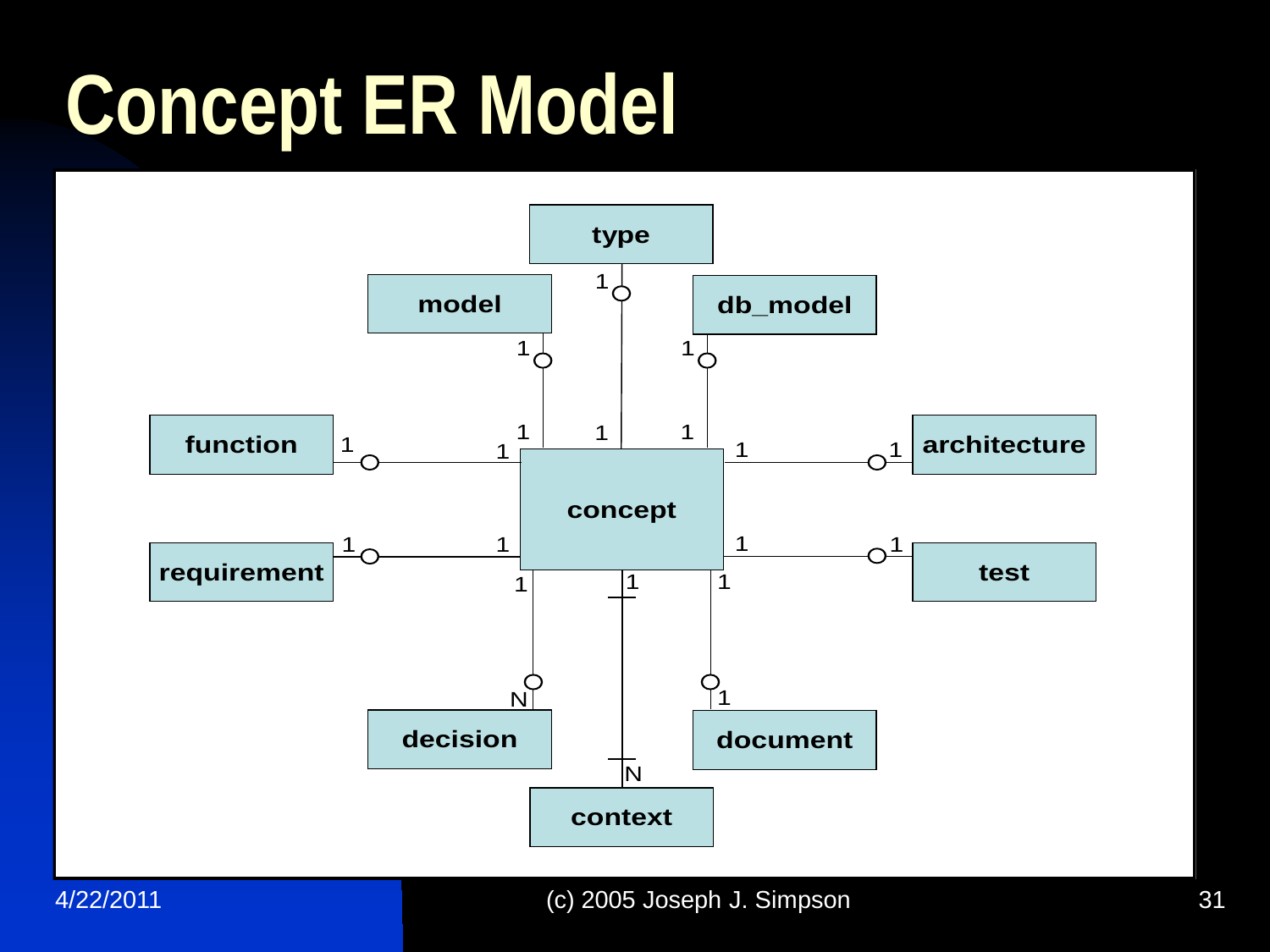# Concept ER Model

type

model

db_model

function

concept

architecture

requirement

test

decision

document

context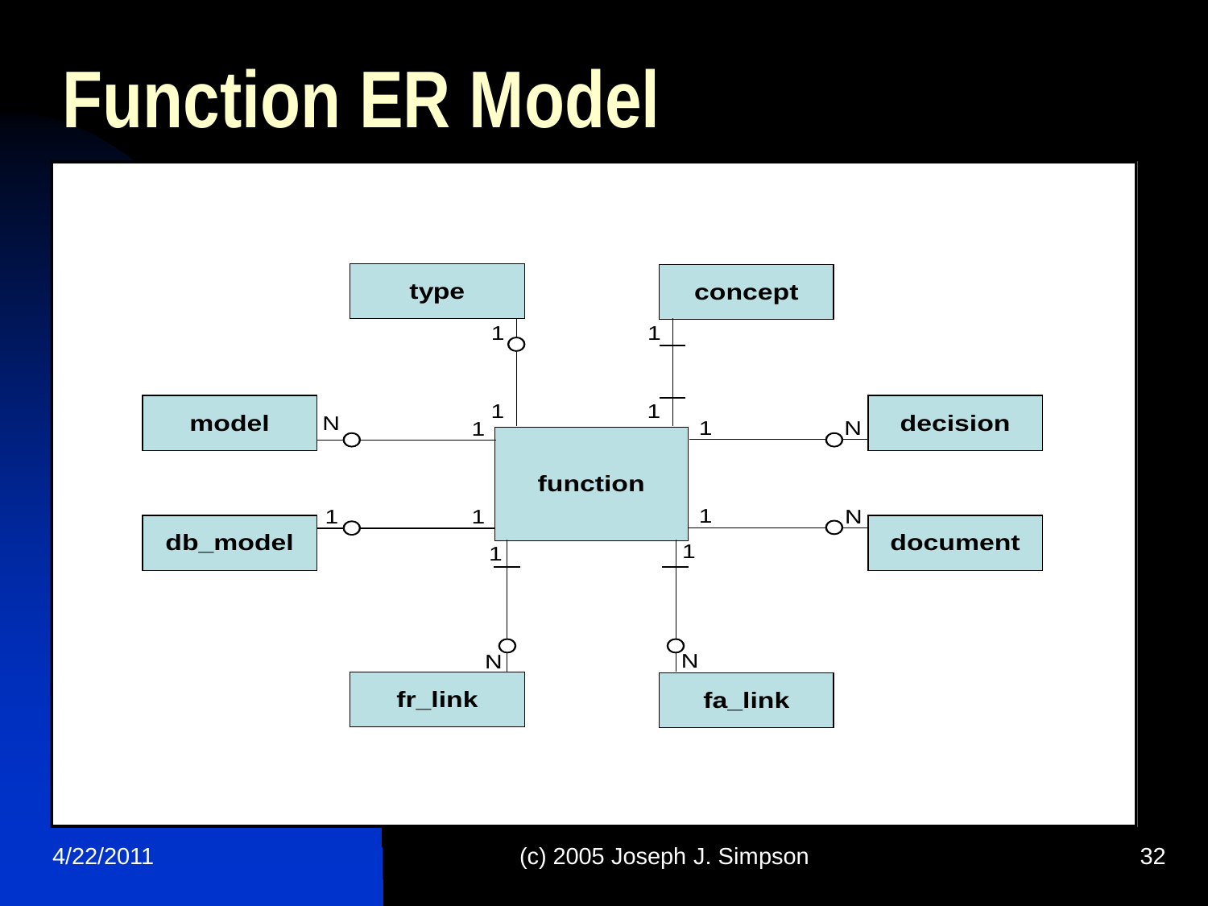# Function ER Model

| Entity | Relationship to function | Cardinality (entity : function) |
| --- | --- | --- |
| type | type – function | 1 : 1 |
| concept | concept – function | 1 : 1 |
| model | model – function | N : 1 |
| decision | function – decision | 1 : N |
| db_model | db_model – function | 1 : 1 |
| document | function – document | 1 : N |
| fr_link | function – fr_link | 1 : N |
| fa_link | function – fa_link | 1 : N |

(c) 2005 Joseph J. Simpson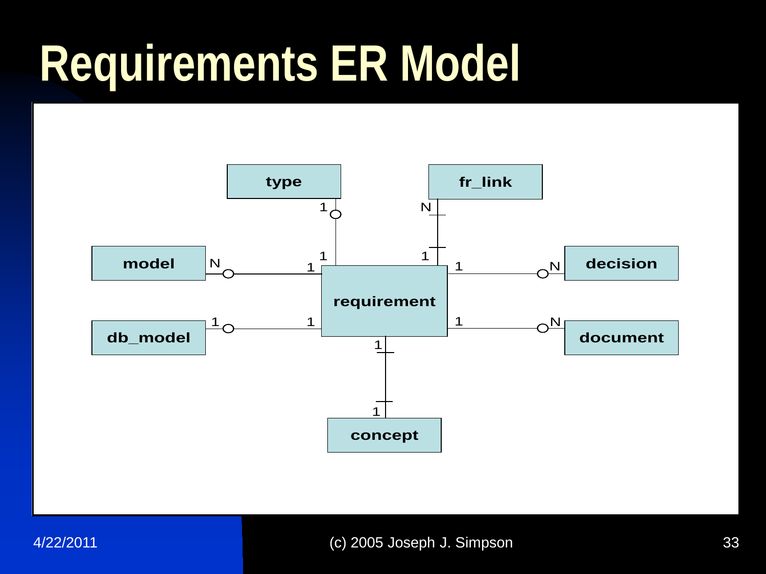# Requirements ER Model

type

fr_link

model

requirement

decision

db_model

document

concept

1 N 1 1 N 1 1 1 N 1 1 1 N 1 1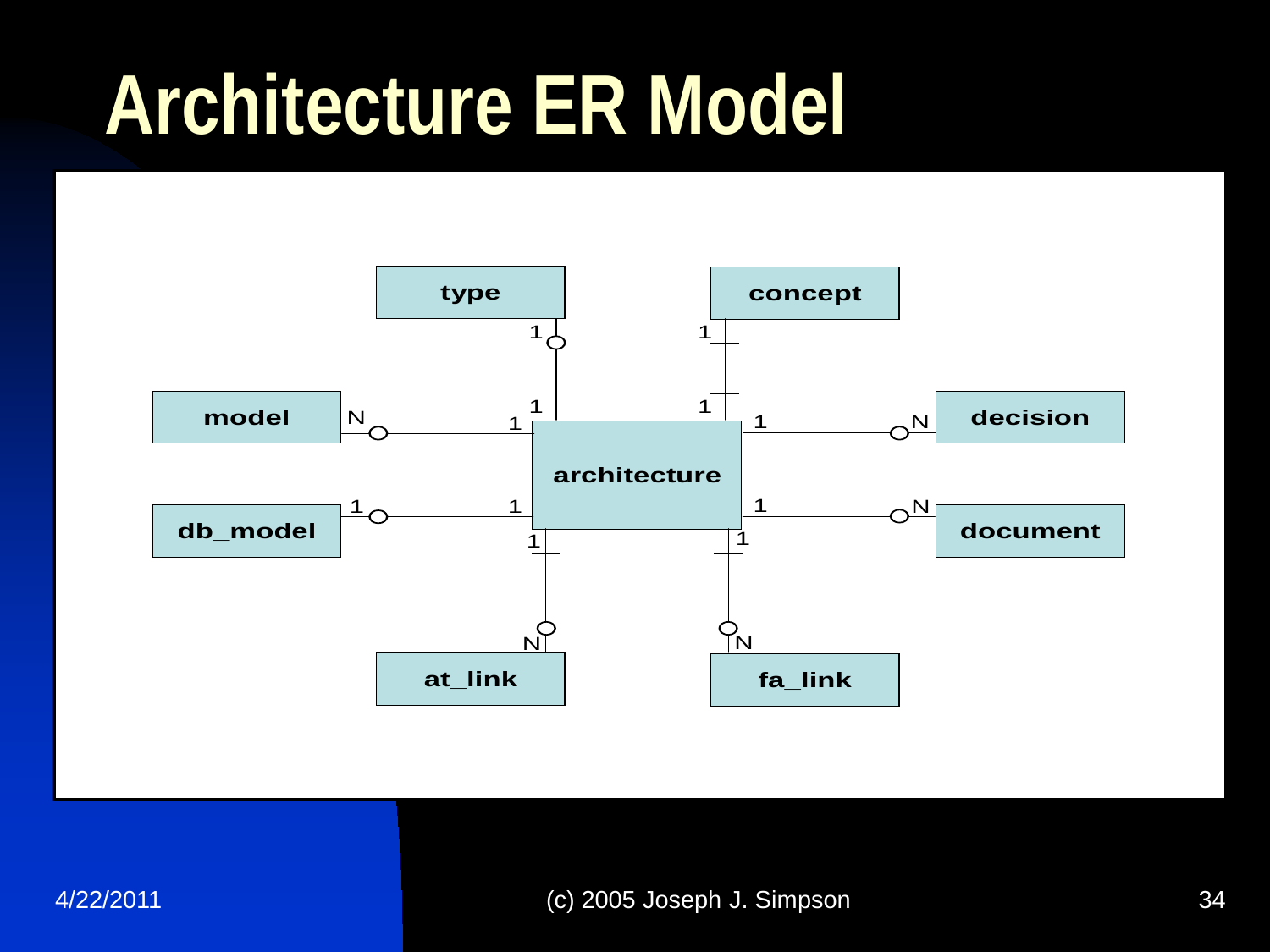# Architecture ER Model

| Entity | Cardinality (architecture side) | Cardinality (entity side) |
| --- | --- | --- |
| type | 1 | 1 |
| concept | 1 | 1 |
| model | 1 | N |
| decision | 1 | N |
| db_model | 1 | 1 |
| document | 1 | N |
| at_link | 1 | N |
| fa_link | 1 | N |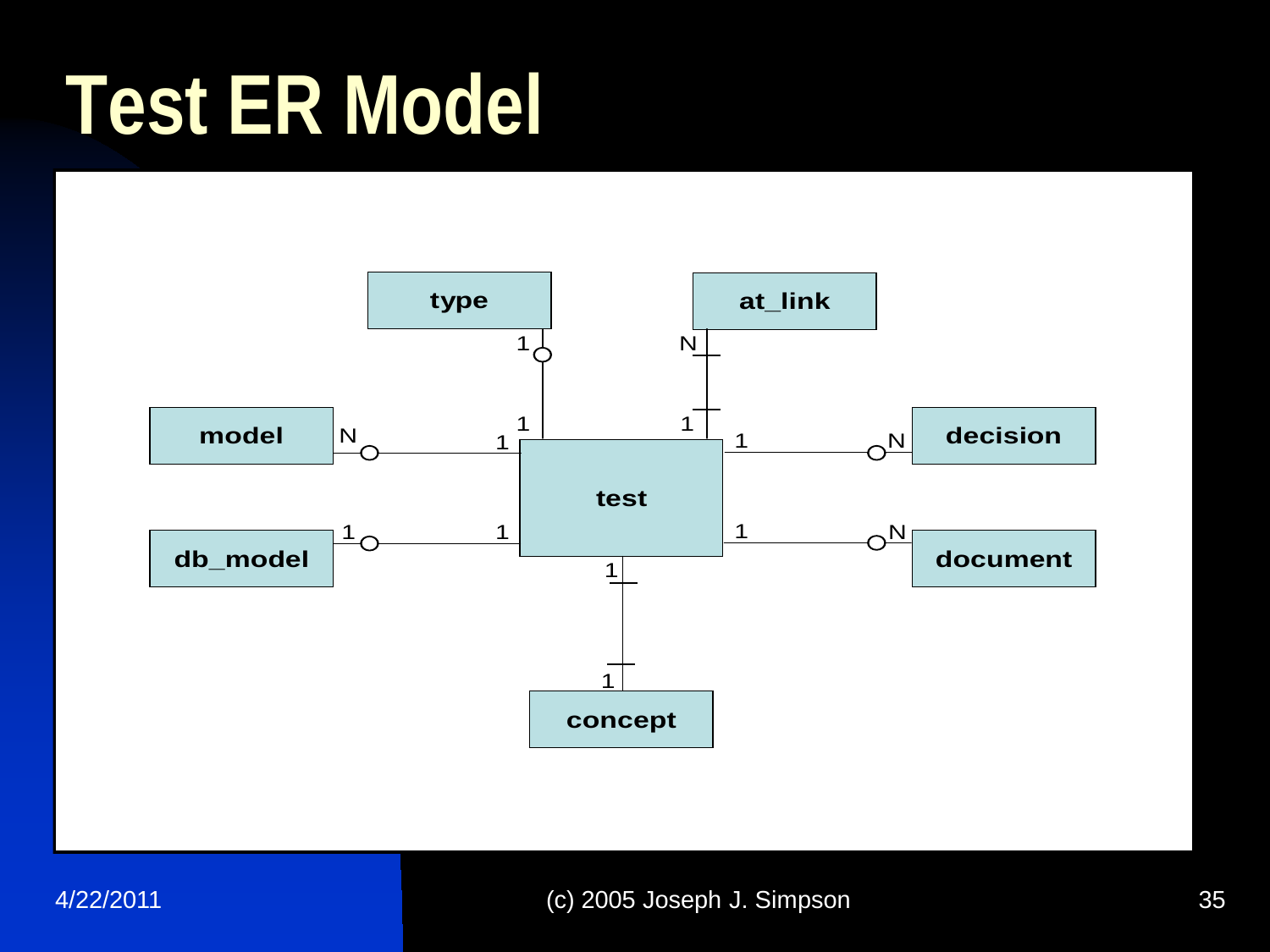# Test ER Model

type, at_link, model, decision, test, db_model, document, concept

- type (1) — (1) test
- at_link (N) — (1) test
- model (N) — (1) test
- test (1) — (N) decision
- db_model (1) — (1) test
- test (1) — (N) document
- test (1) — (1) concept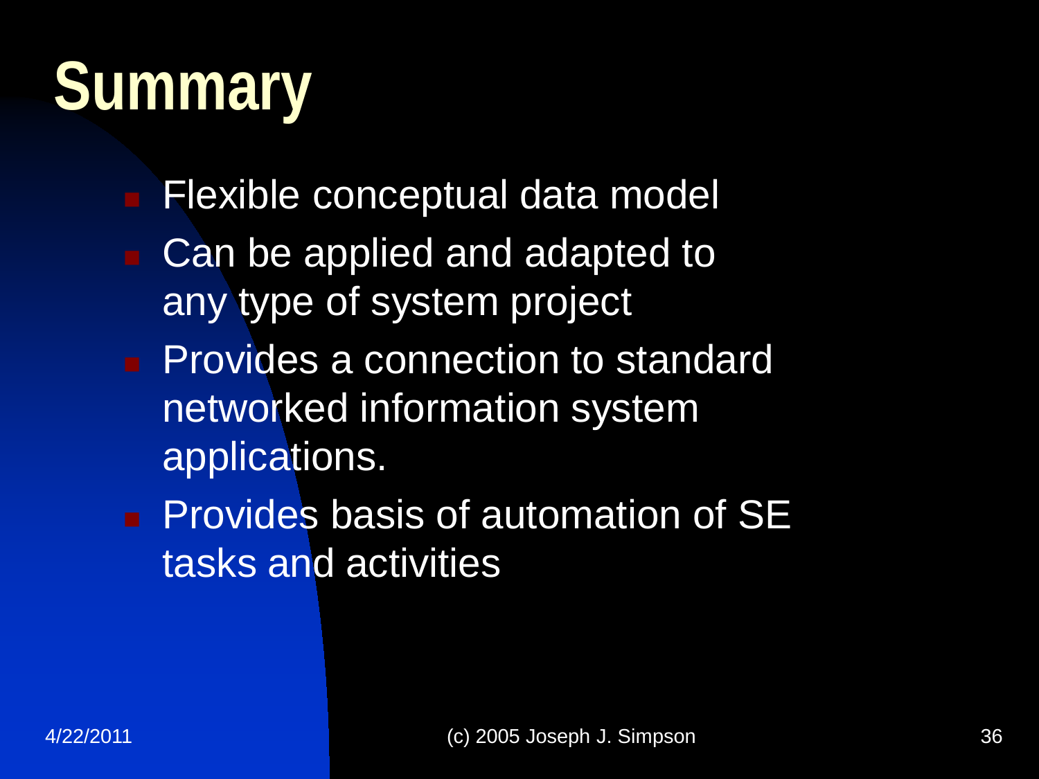# Summary

- Flexible conceptual data model
- Can be applied and adapted to any type of system project
- Provides a connection to standard networked information system applications.
- Provides basis of automation of SE tasks and activities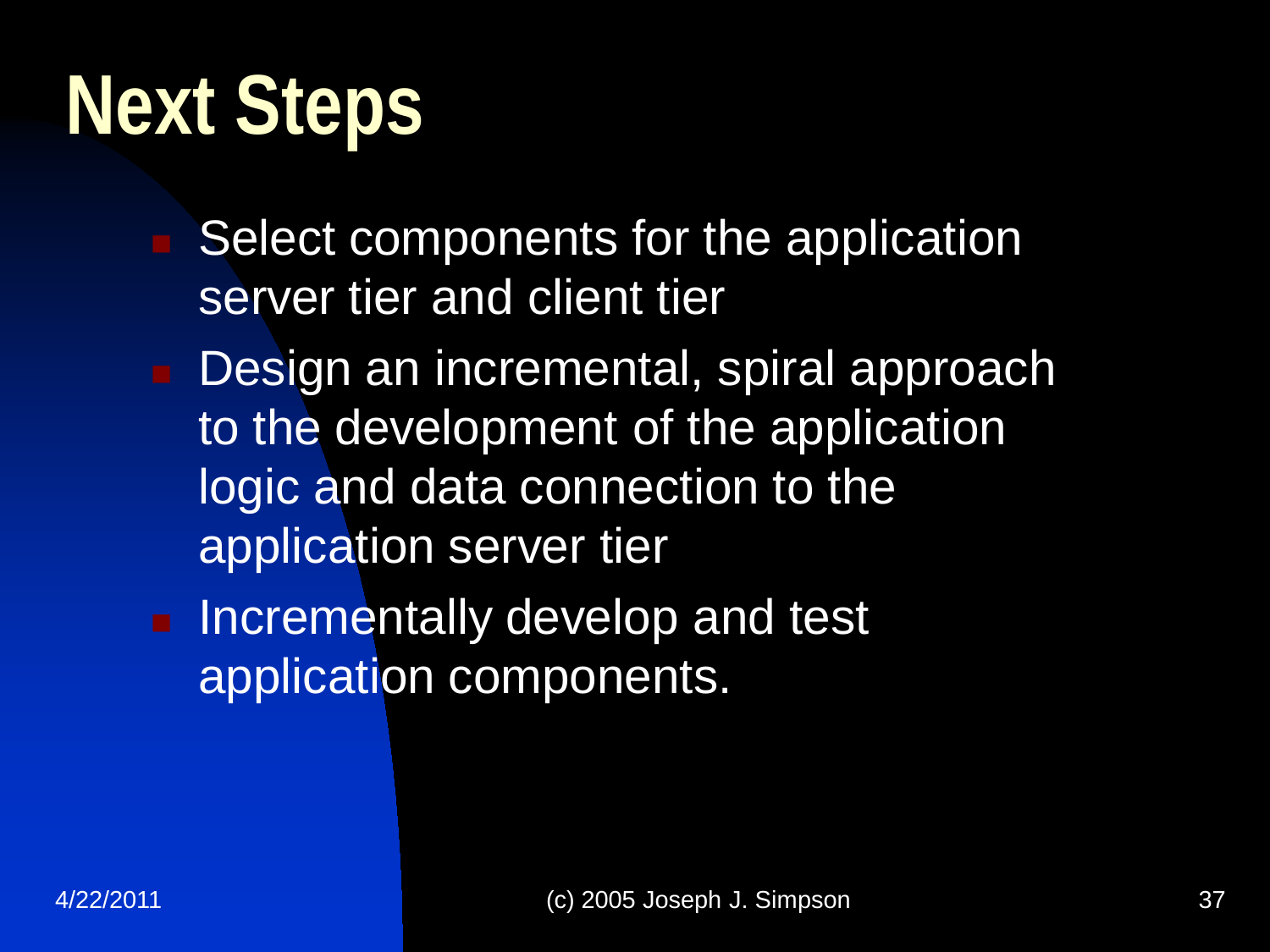# Next Steps

- Select components for the application server tier and client tier
- Design an incremental, spiral approach to the development of the application logic and data connection to the application server tier
- Incrementally develop and test application components.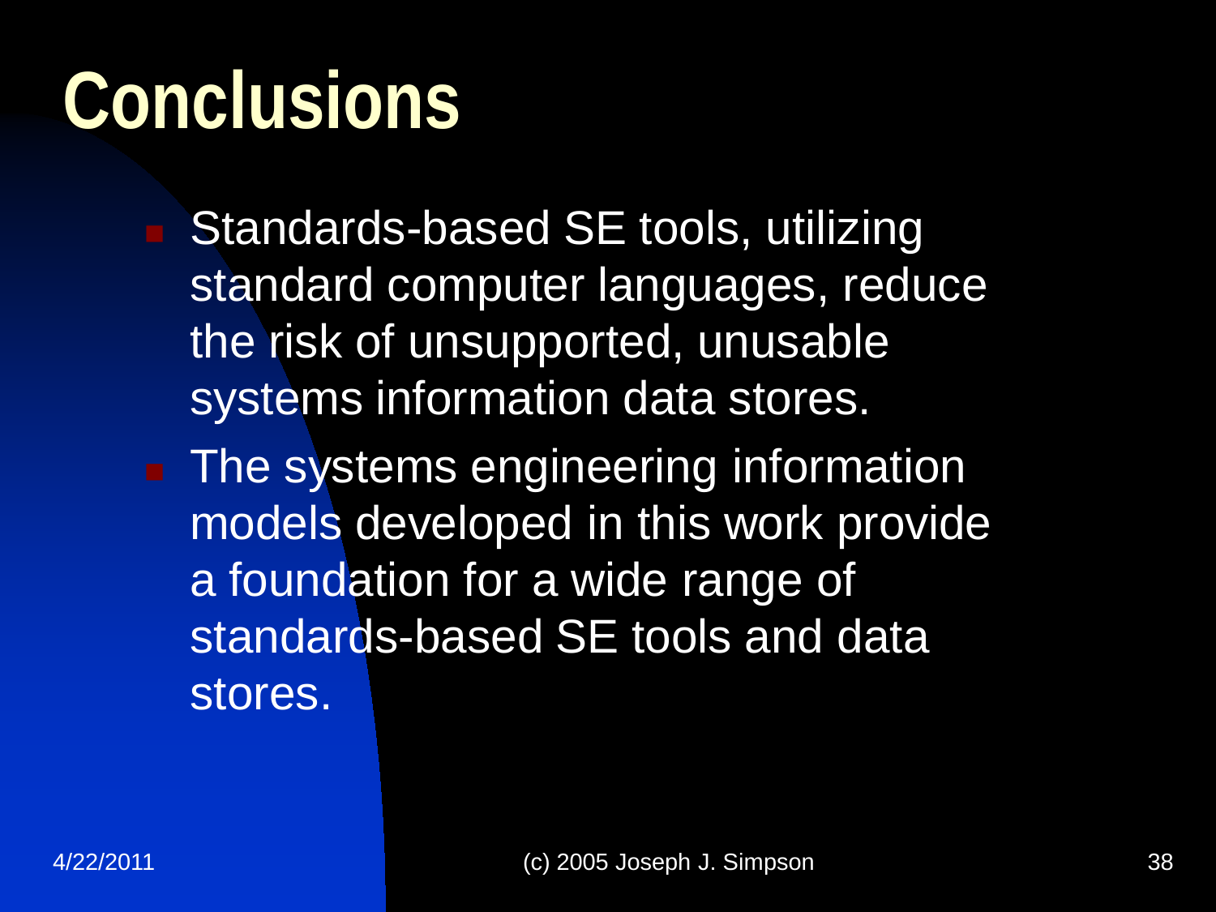# Conclusions

- Standards-based SE tools, utilizing standard computer languages, reduce the risk of unsupported, unusable systems information data stores.
- The systems engineering information models developed in this work provide a foundation for a wide range of standards-based SE tools and data stores.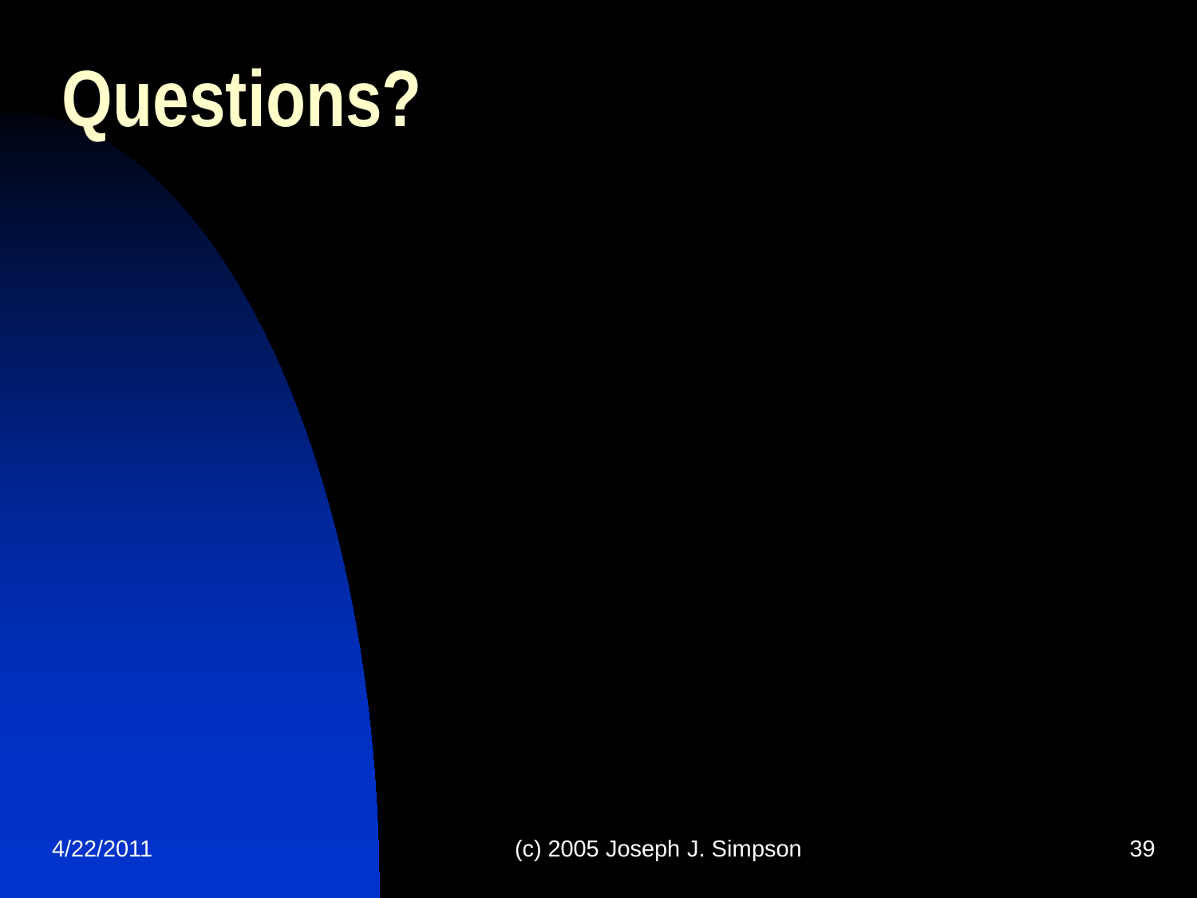# Questions?